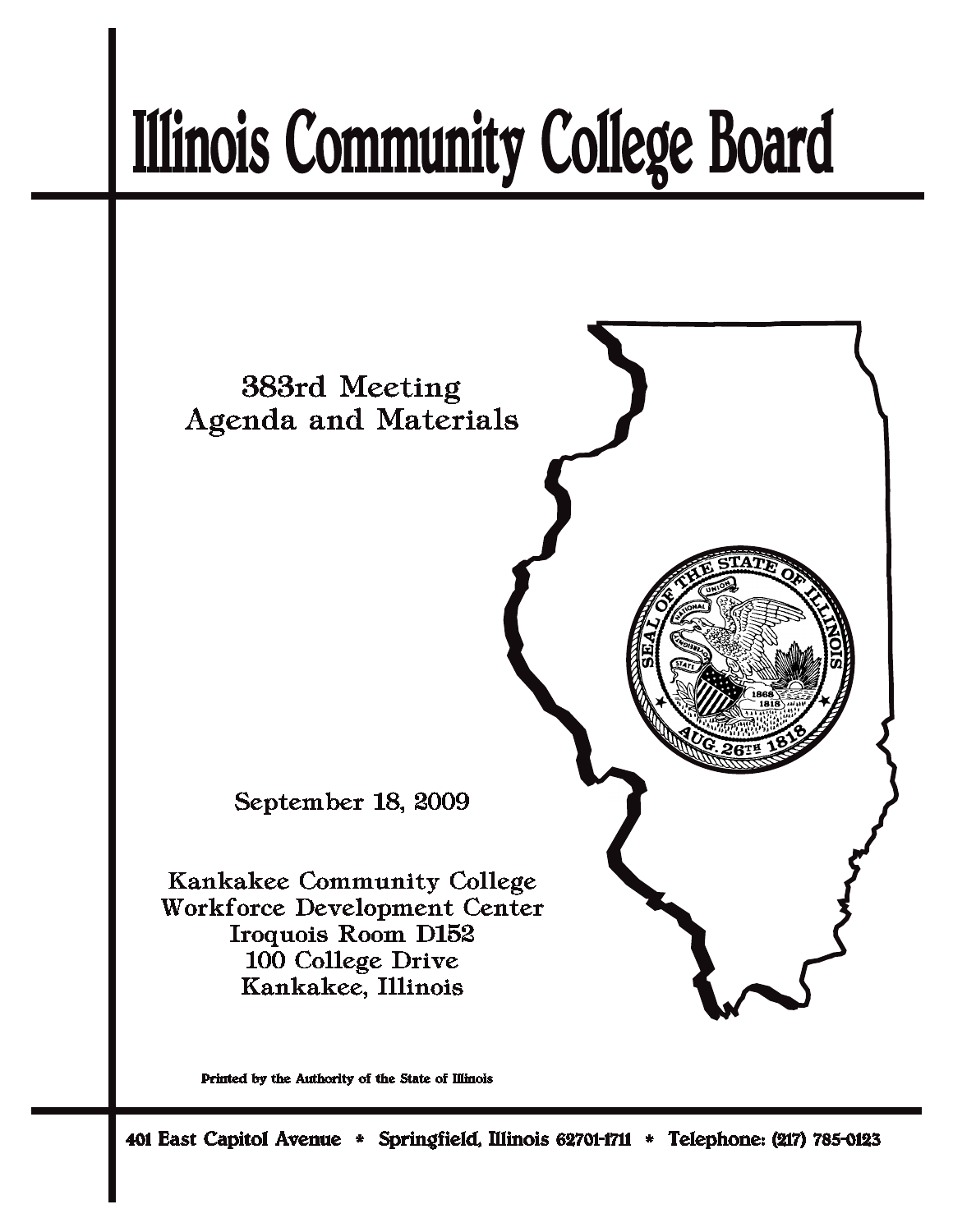# Illinois Community College Board

383rd Meeting
Agenda and Materials

September 18, 2009

Kankakee Community College
Workforce Development Center
Iroquois Room D152
100 College Drive
Kankakee, Illinois

Printed by the Authority of the State of Illinois

401 East Capitol Avenue * Springfield, Illinois 62701-1711 * Telephone: (217) 785-0123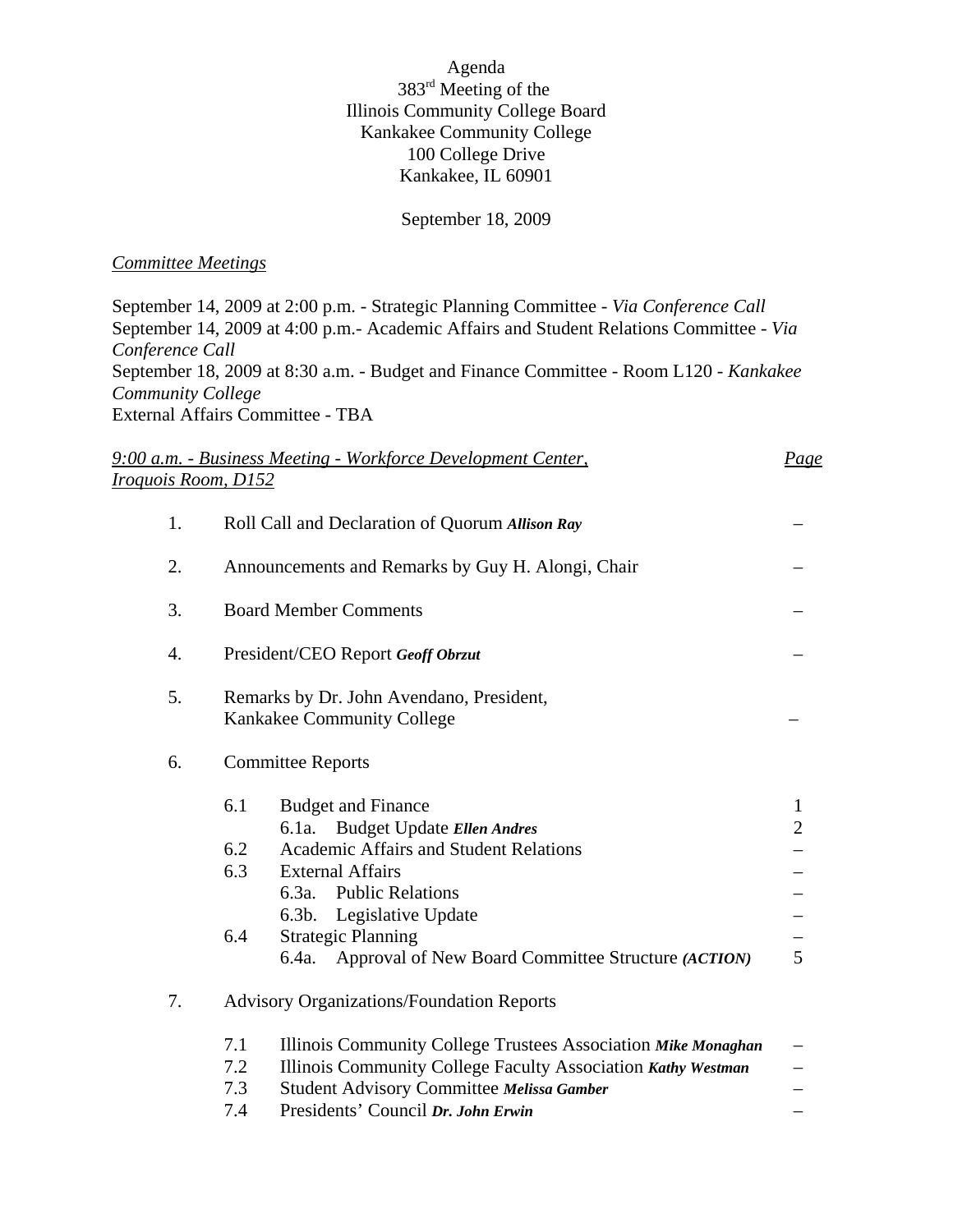Agenda
383rd Meeting of the
Illinois Community College Board
Kankakee Community College
100 College Drive
Kankakee, IL 60901

September 18, 2009

*Committee Meetings*

September 14, 2009 at 2:00 p.m. - Strategic Planning Committee - *Via Conference Call*
September 14, 2009 at 4:00 p.m.- Academic Affairs and Student Relations Committee - *Via Conference Call*
September 18, 2009 at 8:30 a.m. - Budget and Finance Committee - Room L120 - *Kankakee Community College*
External Affairs Committee - TBA

| *9:00 a.m. - Business Meeting - Workforce Development Center, Iroquois Room, D152* | | | *Page* |
|---|---|---|---|
| 1. | Roll Call and Declaration of Quorum ***Allison Ray*** | | – |
| 2. | Announcements and Remarks by Guy H. Alongi, Chair | | – |
| 3. | Board Member Comments | | – |
| 4. | President/CEO Report ***Geoff Obrzut*** | | – |
| 5. | Remarks by Dr. John Avendano, President, Kankakee Community College | | – |
| 6. | Committee Reports | | |
| | 6.1 | Budget and Finance | 1 |
| | | 6.1a. Budget Update ***Ellen Andres*** | 2 |
| | 6.2 | Academic Affairs and Student Relations | – |
| | 6.3 | External Affairs | – |
| | | 6.3a. Public Relations | – |
| | | 6.3b. Legislative Update | – |
| | 6.4 | Strategic Planning | – |
| | | 6.4a. Approval of New Board Committee Structure ***(ACTION)*** | 5 |
| 7. | Advisory Organizations/Foundation Reports | | |
| | 7.1 | Illinois Community College Trustees Association ***Mike Monaghan*** | – |
| | 7.2 | Illinois Community College Faculty Association ***Kathy Westman*** | – |
| | 7.3 | Student Advisory Committee ***Melissa Gamber*** | – |
| | 7.4 | Presidents' Council ***Dr. John Erwin*** | – |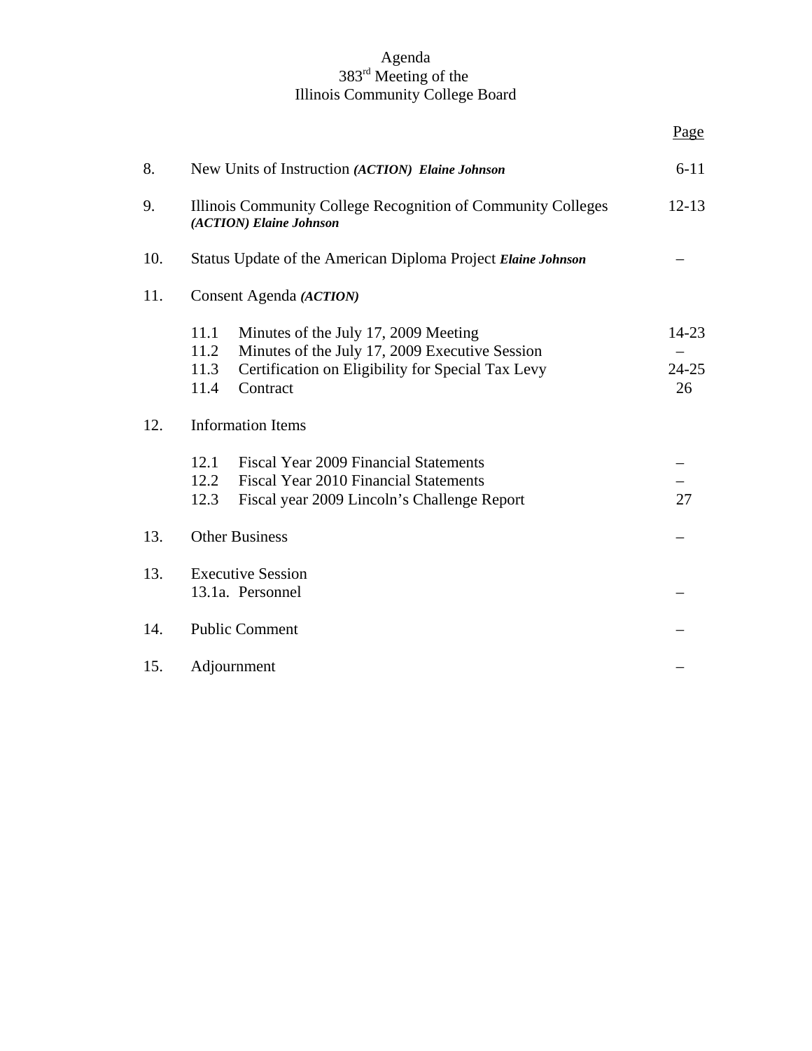Agenda
383rd Meeting of the
Illinois Community College Board

| | | Page |
|---|---|---|
| 8. | New Units of Instruction ***(ACTION) Elaine Johnson*** | 6-11 |
| 9. | Illinois Community College Recognition of Community Colleges ***(ACTION) Elaine Johnson*** | 12-13 |
| 10. | Status Update of the American Diploma Project ***Elaine Johnson*** | – |
| 11. | Consent Agenda ***(ACTION)*** | |
| | 11.1 Minutes of the July 17, 2009 Meeting | 14-23 |
| | 11.2 Minutes of the July 17, 2009 Executive Session | – |
| | 11.3 Certification on Eligibility for Special Tax Levy | 24-25 |
| | 11.4 Contract | 26 |
| 12. | Information Items | |
| | 12.1 Fiscal Year 2009 Financial Statements | – |
| | 12.2 Fiscal Year 2010 Financial Statements | – |
| | 12.3 Fiscal year 2009 Lincoln's Challenge Report | 27 |
| 13. | Other Business | – |
| 13. | Executive Session | |
| | 13.1a. Personnel | – |
| 14. | Public Comment | – |
| 15. | Adjournment | – |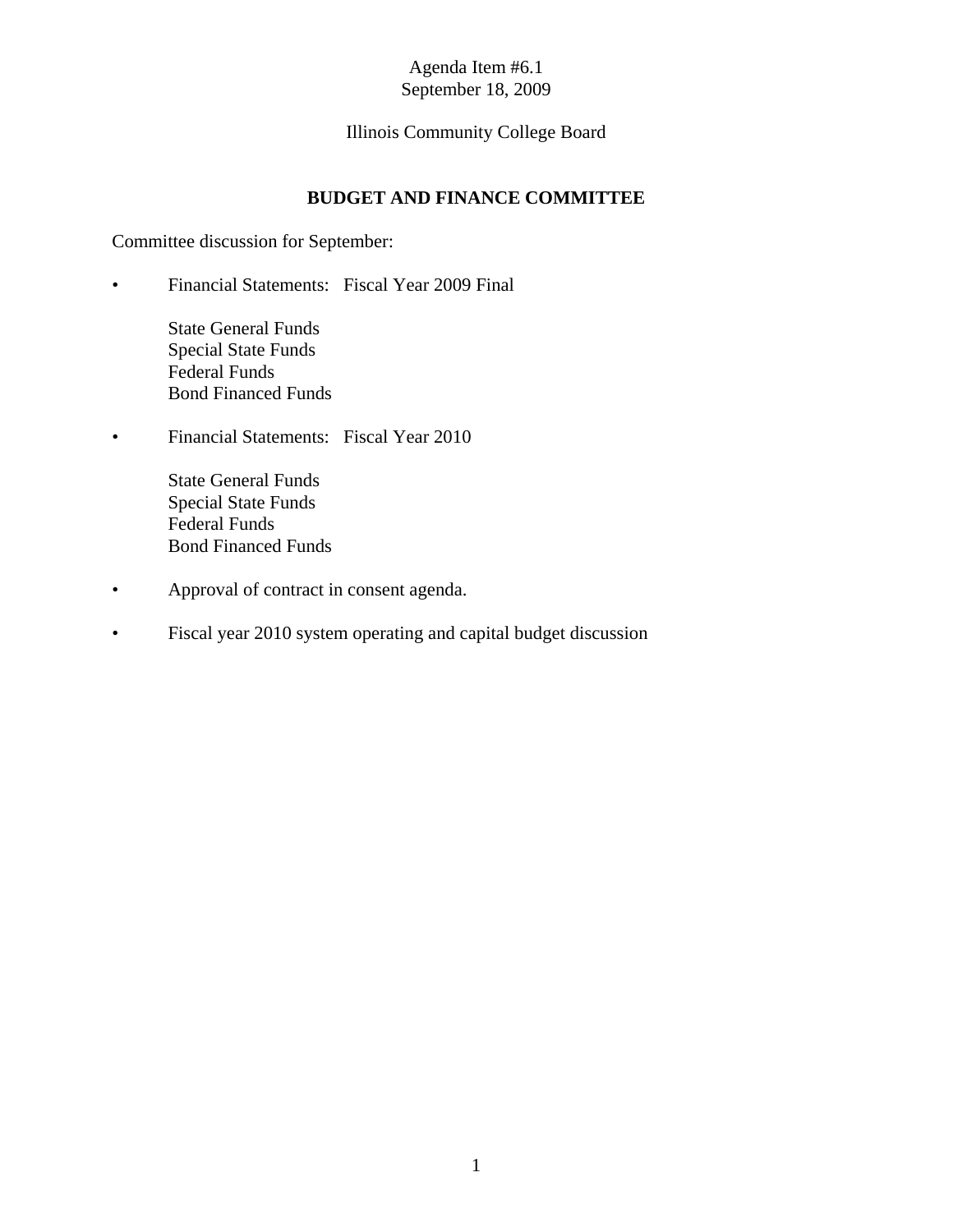Agenda Item #6.1
September 18, 2009

Illinois Community College Board

## BUDGET AND FINANCE COMMITTEE

Committee discussion for September:

- Financial Statements: Fiscal Year 2009 Final

  State General Funds
  Special State Funds
  Federal Funds
  Bond Financed Funds

- Financial Statements: Fiscal Year 2010

  State General Funds
  Special State Funds
  Federal Funds
  Bond Financed Funds

- Approval of contract in consent agenda.

- Fiscal year 2010 system operating and capital budget discussion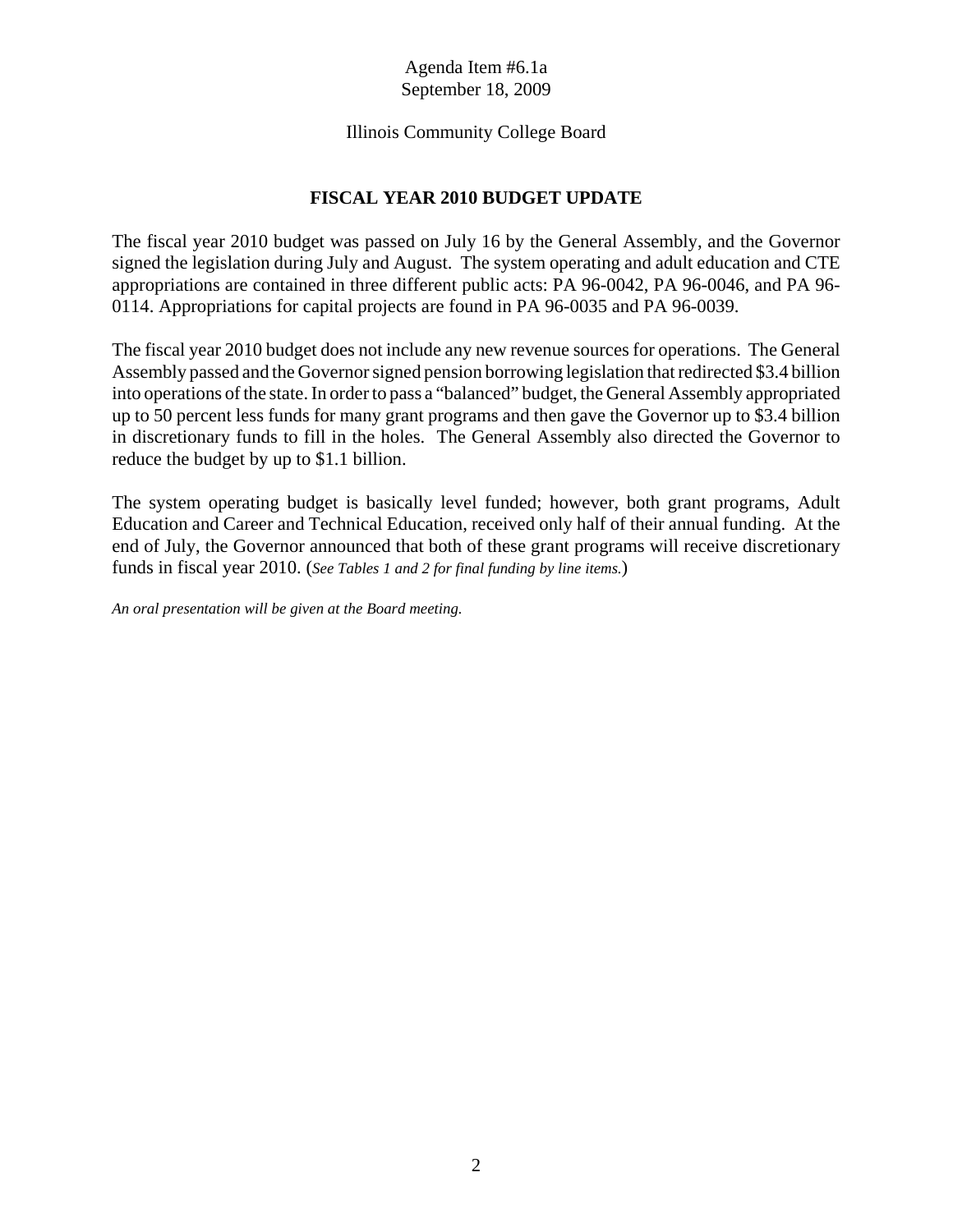Agenda Item #6.1a
September 18, 2009

Illinois Community College Board

## FISCAL YEAR 2010 BUDGET UPDATE

The fiscal year 2010 budget was passed on July 16 by the General Assembly, and the Governor signed the legislation during July and August. The system operating and adult education and CTE appropriations are contained in three different public acts: PA 96-0042, PA 96-0046, and PA 96-0114. Appropriations for capital projects are found in PA 96-0035 and PA 96-0039.

The fiscal year 2010 budget does not include any new revenue sources for operations. The General Assembly passed and the Governor signed pension borrowing legislation that redirected $3.4 billion into operations of the state. In order to pass a "balanced" budget, the General Assembly appropriated up to 50 percent less funds for many grant programs and then gave the Governor up to $3.4 billion in discretionary funds to fill in the holes. The General Assembly also directed the Governor to reduce the budget by up to $1.1 billion.

The system operating budget is basically level funded; however, both grant programs, Adult Education and Career and Technical Education, received only half of their annual funding. At the end of July, the Governor announced that both of these grant programs will receive discretionary funds in fiscal year 2010. (*See Tables 1 and 2 for final funding by line items.*)

*An oral presentation will be given at the Board meeting.*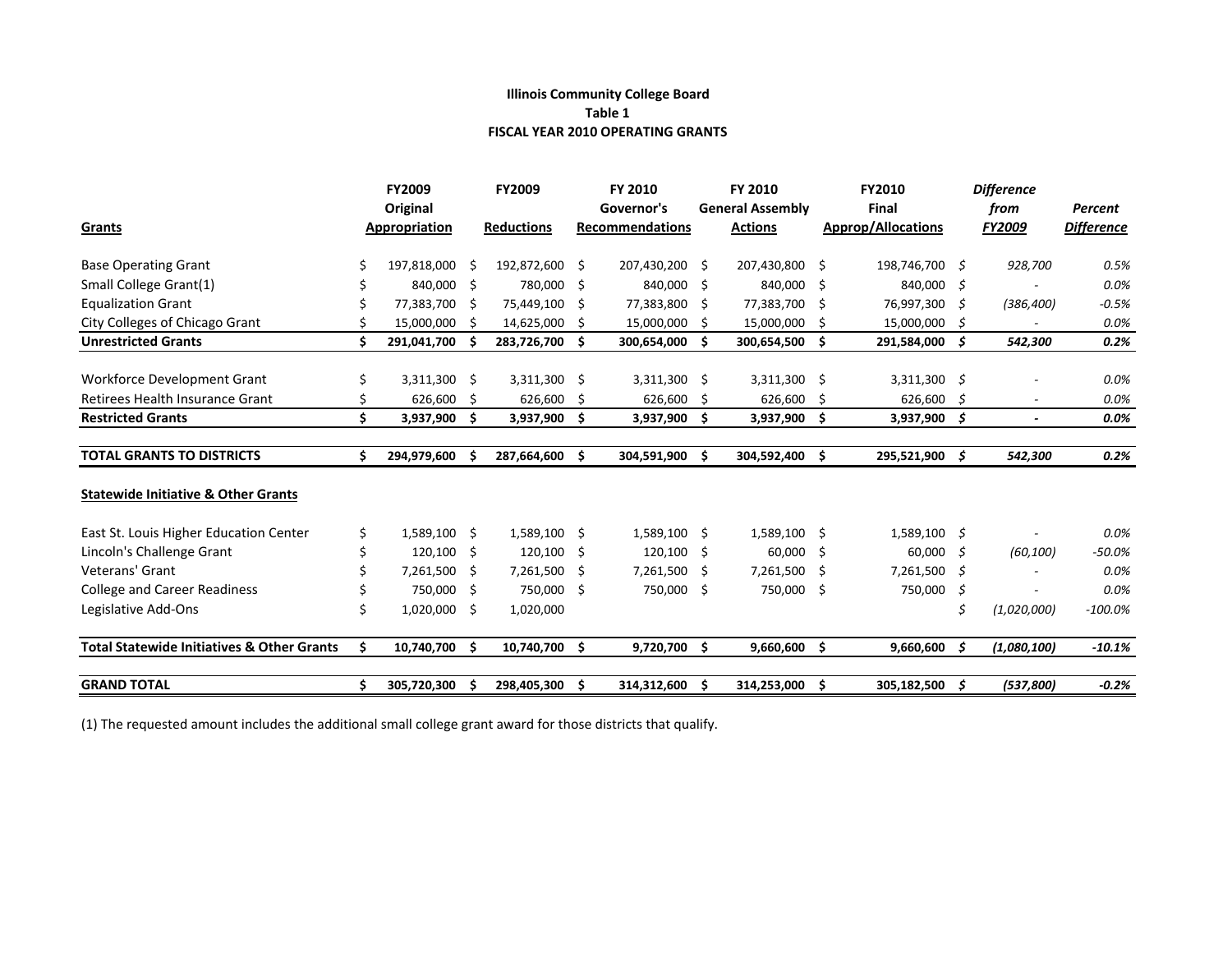**Illinois Community College Board**
**Table 1**
**FISCAL YEAR 2010 OPERATING GRANTS**

| Grants | FY2009 Original Appropriation | FY2009 Reductions | FY 2010 Governor's Recommendations | FY 2010 General Assembly Actions | FY2010 Final Approp/Allocations | *Difference from FY2009* | *Percent Difference* |
|---|---|---|---|---|---|---|---|
| Base Operating Grant | $ 197,818,000 | $ 192,872,600 | $ 207,430,200 | $ 207,430,800 | $ 198,746,700 | *$ 928,700* | *0.5%* |
| Small College Grant(1) | $ 840,000 | $ 780,000 | $ 840,000 | $ 840,000 | $ 840,000 | *$ -* | *0.0%* |
| Equalization Grant | $ 77,383,700 | $ 75,449,100 | $ 77,383,800 | $ 77,383,700 | $ 76,997,300 | *$ (386,400)* | *-0.5%* |
| City Colleges of Chicago Grant | $ 15,000,000 | $ 14,625,000 | $ 15,000,000 | $ 15,000,000 | $ 15,000,000 | *$ -* | *0.0%* |
| **Unrestricted Grants** | **$ 291,041,700** | **$ 283,726,700** | **$ 300,654,000** | **$ 300,654,500** | **$ 291,584,000** | ***$ 542,300*** | ***0.2%*** |
| Workforce Development Grant | $ 3,311,300 | $ 3,311,300 | $ 3,311,300 | $ 3,311,300 | $ 3,311,300 | *$ -* | *0.0%* |
| Retirees Health Insurance Grant | $ 626,600 | $ 626,600 | $ 626,600 | $ 626,600 | $ 626,600 | *$ -* | *0.0%* |
| **Restricted Grants** | **$ 3,937,900** | **$ 3,937,900** | **$ 3,937,900** | **$ 3,937,900** | **$ 3,937,900** | ***$ -*** | ***0.0%*** |
| **TOTAL GRANTS TO DISTRICTS** | **$ 294,979,600** | **$ 287,664,600** | **$ 304,591,900** | **$ 304,592,400** | **$ 295,521,900** | ***$ 542,300*** | ***0.2%*** |
| **Statewide Initiative & Other Grants** | | | | | | | |
| East St. Louis Higher Education Center | $ 1,589,100 | $ 1,589,100 | $ 1,589,100 | $ 1,589,100 | $ 1,589,100 | *$ -* | *0.0%* |
| Lincoln's Challenge Grant | $ 120,100 | $ 120,100 | $ 120,100 | $ 60,000 | $ 60,000 | *$ (60,100)* | *-50.0%* |
| Veterans' Grant | $ 7,261,500 | $ 7,261,500 | $ 7,261,500 | $ 7,261,500 | $ 7,261,500 | *$ -* | *0.0%* |
| College and Career Readiness | $ 750,000 | $ 750,000 | $ 750,000 | $ 750,000 | $ 750,000 | *$ -* | *0.0%* |
| Legislative Add-Ons | $ 1,020,000 | $ 1,020,000 | | | | *$ (1,020,000)* | *-100.0%* |
| **Total Statewide Initiatives & Other Grants** | **$ 10,740,700** | **$ 10,740,700** | **$ 9,720,700** | **$ 9,660,600** | **$ 9,660,600** | ***$ (1,080,100)*** | ***-10.1%*** |
| **GRAND TOTAL** | **$ 305,720,300** | **$ 298,405,300** | **$ 314,312,600** | **$ 314,253,000** | **$ 305,182,500** | ***$ (537,800)*** | ***-0.2%*** |

(1) The requested amount includes the additional small college grant award for those districts that qualify.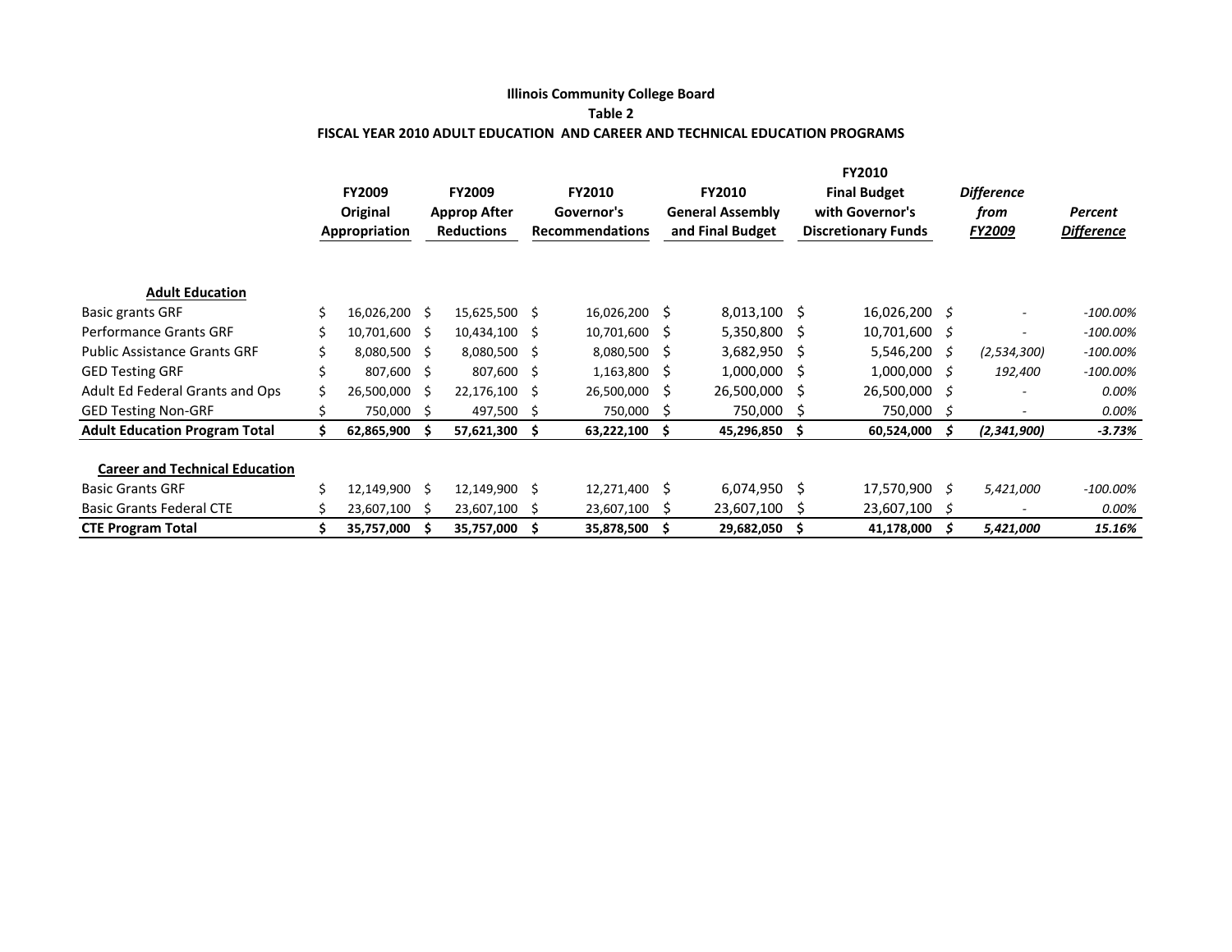**Illinois Community College Board**

**Table 2**

**FISCAL YEAR 2010 ADULT EDUCATION AND CAREER AND TECHNICAL EDUCATION PROGRAMS**

| | FY2009 Original Appropriation | FY2009 Approp After Reductions | FY2010 Governor's Recommendations | FY2010 General Assembly and Final Budget | FY2010 Final Budget with Governor's Discretionary Funds | *Difference from FY2009* | *Percent Difference* |
|---|---|---|---|---|---|---|---|
| **Adult Education** | | | | | | | |
| Basic grants GRF | $ 16,026,200 | $ 15,625,500 | $ 16,026,200 | $ 8,013,100 | $ 16,026,200 | *$ -* | *-100.00%* |
| Performance Grants GRF | $ 10,701,600 | $ 10,434,100 | $ 10,701,600 | $ 5,350,800 | $ 10,701,600 | *$ -* | *-100.00%* |
| Public Assistance Grants GRF | $ 8,080,500 | $ 8,080,500 | $ 8,080,500 | $ 3,682,950 | $ 5,546,200 | *$ (2,534,300)* | *-100.00%* |
| GED Testing GRF | $ 807,600 | $ 807,600 | $ 1,163,800 | $ 1,000,000 | $ 1,000,000 | *$ 192,400* | *-100.00%* |
| Adult Ed Federal Grants and Ops | $ 26,500,000 | $ 22,176,100 | $ 26,500,000 | $ 26,500,000 | $ 26,500,000 | *$ -* | *0.00%* |
| GED Testing Non-GRF | $ 750,000 | $ 497,500 | $ 750,000 | $ 750,000 | $ 750,000 | *$ -* | *0.00%* |
| **Adult Education Program Total** | **$ 62,865,900** | **$ 57,621,300** | **$ 63,222,100** | **$ 45,296,850** | **$ 60,524,000** | ***$ (2,341,900)*** | ***-3.73%*** |
| **Career and Technical Education** | | | | | | | |
| Basic Grants GRF | $ 12,149,900 | $ 12,149,900 | $ 12,271,400 | $ 6,074,950 | $ 17,570,900 | *$ 5,421,000* | *-100.00%* |
| Basic Grants Federal CTE | $ 23,607,100 | $ 23,607,100 | $ 23,607,100 | $ 23,607,100 | $ 23,607,100 | *$ -* | *0.00%* |
| **CTE Program Total** | **$ 35,757,000** | **$ 35,757,000** | **$ 35,878,500** | **$ 29,682,050** | **$ 41,178,000** | ***$ 5,421,000*** | ***15.16%*** |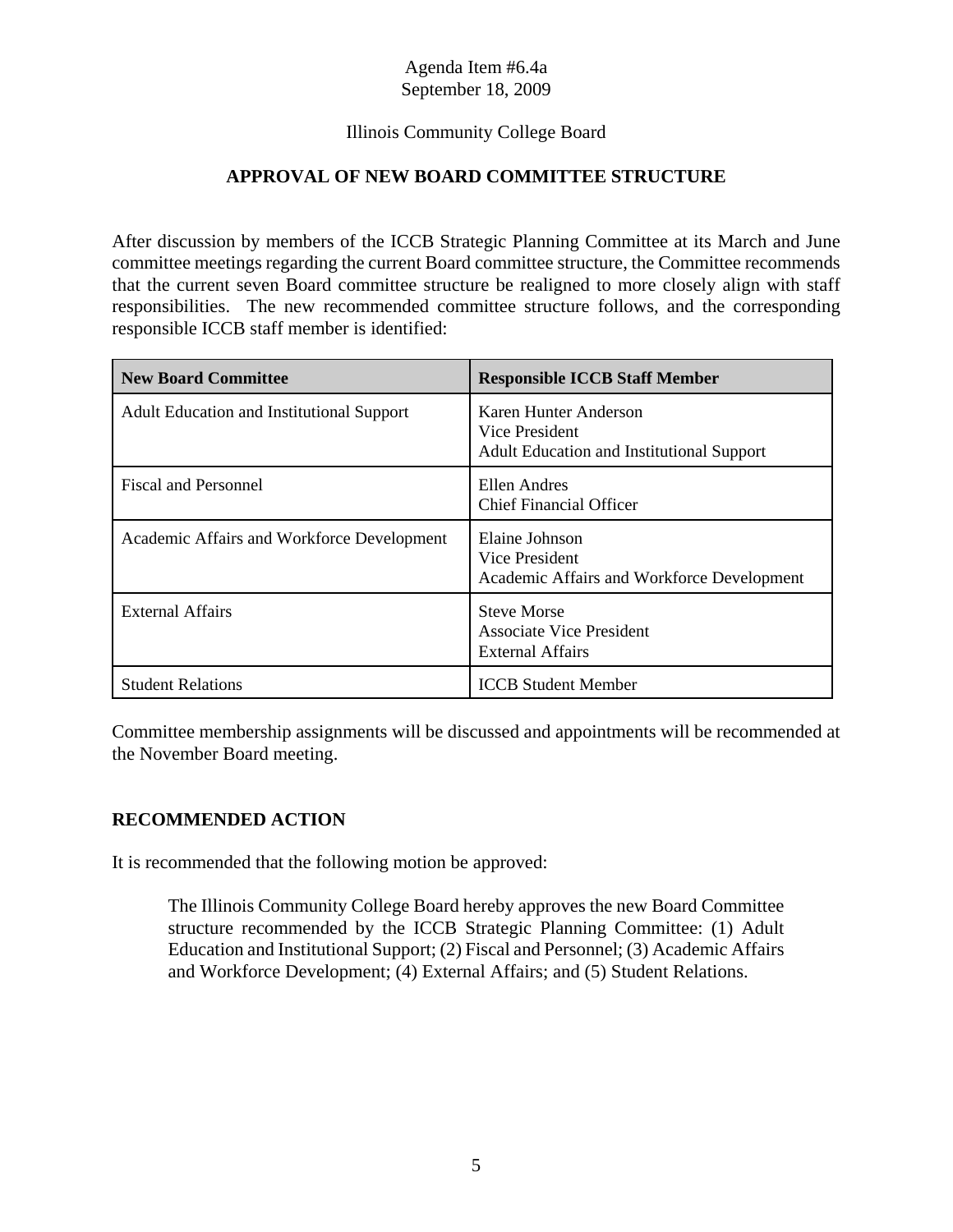Agenda Item #6.4a
September 18, 2009

Illinois Community College Board

## APPROVAL OF NEW BOARD COMMITTEE STRUCTURE

After discussion by members of the ICCB Strategic Planning Committee at its March and June committee meetings regarding the current Board committee structure, the Committee recommends that the current seven Board committee structure be realigned to more closely align with staff responsibilities. The new recommended committee structure follows, and the corresponding responsible ICCB staff member is identified:

| New Board Committee | Responsible ICCB Staff Member |
|---|---|
| Adult Education and Institutional Support | Karen Hunter Anderson<br>Vice President<br>Adult Education and Institutional Support |
| Fiscal and Personnel | Ellen Andres<br>Chief Financial Officer |
| Academic Affairs and Workforce Development | Elaine Johnson<br>Vice President<br>Academic Affairs and Workforce Development |
| External Affairs | Steve Morse<br>Associate Vice President<br>External Affairs |
| Student Relations | ICCB Student Member |

Committee membership assignments will be discussed and appointments will be recommended at the November Board meeting.

### RECOMMENDED ACTION

It is recommended that the following motion be approved:

> The Illinois Community College Board hereby approves the new Board Committee structure recommended by the ICCB Strategic Planning Committee: (1) Adult Education and Institutional Support; (2) Fiscal and Personnel; (3) Academic Affairs and Workforce Development; (4) External Affairs; and (5) Student Relations.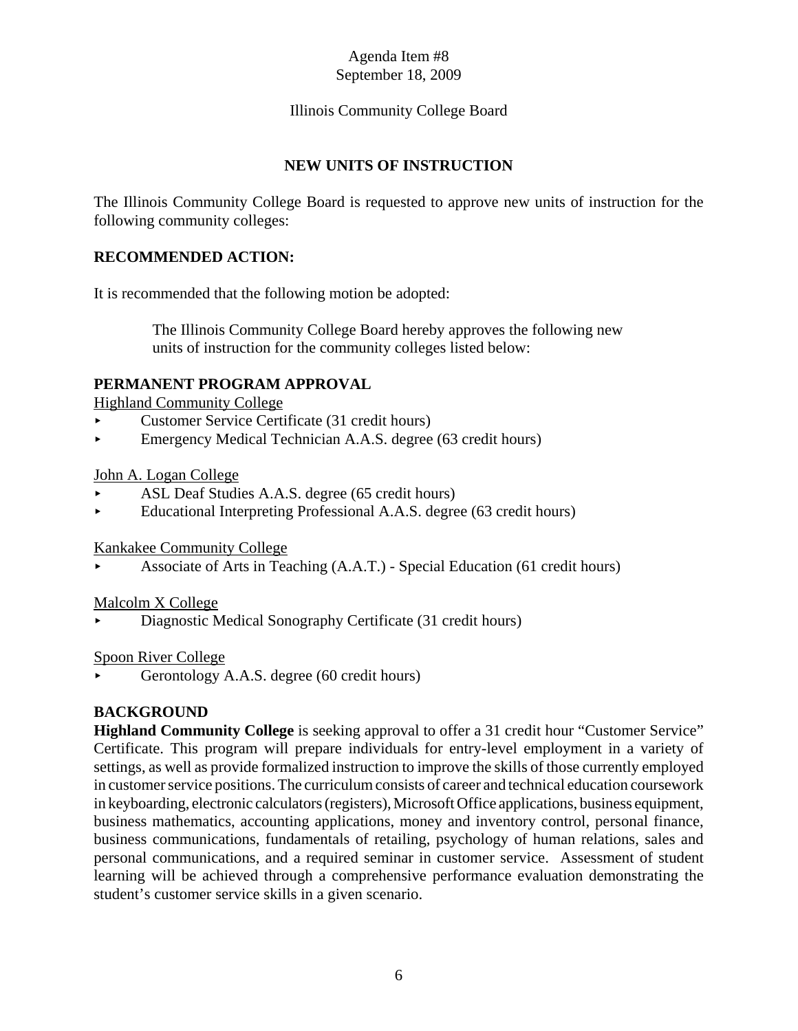Agenda Item #8
September 18, 2009

Illinois Community College Board

## NEW UNITS OF INSTRUCTION

The Illinois Community College Board is requested to approve new units of instruction for the following community colleges:

### RECOMMENDED ACTION:

It is recommended that the following motion be adopted:

> The Illinois Community College Board hereby approves the following new units of instruction for the community colleges listed below:

### PERMANENT PROGRAM APPROVAL

Highland Community College

- Customer Service Certificate (31 credit hours)
- Emergency Medical Technician A.A.S. degree (63 credit hours)

John A. Logan College

- ASL Deaf Studies A.A.S. degree (65 credit hours)
- Educational Interpreting Professional A.A.S. degree (63 credit hours)

Kankakee Community College

- Associate of Arts in Teaching (A.A.T.) - Special Education (61 credit hours)

Malcolm X College

- Diagnostic Medical Sonography Certificate (31 credit hours)

Spoon River College

- Gerontology A.A.S. degree (60 credit hours)

### BACKGROUND

**Highland Community College** is seeking approval to offer a 31 credit hour "Customer Service" Certificate. This program will prepare individuals for entry-level employment in a variety of settings, as well as provide formalized instruction to improve the skills of those currently employed in customer service positions. The curriculum consists of career and technical education coursework in keyboarding, electronic calculators (registers), Microsoft Office applications, business equipment, business mathematics, accounting applications, money and inventory control, personal finance, business communications, fundamentals of retailing, psychology of human relations, sales and personal communications, and a required seminar in customer service. Assessment of student learning will be achieved through a comprehensive performance evaluation demonstrating the student's customer service skills in a given scenario.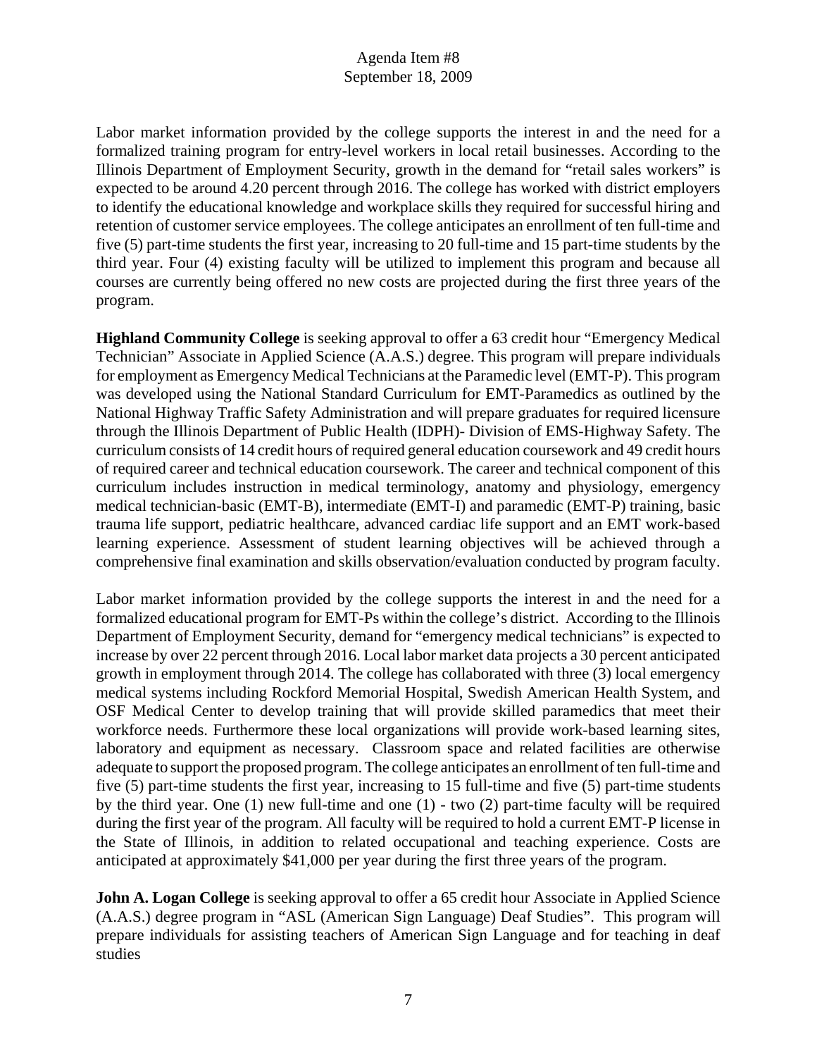Labor market information provided by the college supports the interest in and the need for a formalized training program for entry-level workers in local retail businesses. According to the Illinois Department of Employment Security, growth in the demand for "retail sales workers" is expected to be around 4.20 percent through 2016. The college has worked with district employers to identify the educational knowledge and workplace skills they required for successful hiring and retention of customer service employees. The college anticipates an enrollment of ten full-time and five (5) part-time students the first year, increasing to 20 full-time and 15 part-time students by the third year. Four (4) existing faculty will be utilized to implement this program and because all courses are currently being offered no new costs are projected during the first three years of the program.

**Highland Community College** is seeking approval to offer a 63 credit hour "Emergency Medical Technician" Associate in Applied Science (A.A.S.) degree. This program will prepare individuals for employment as Emergency Medical Technicians at the Paramedic level (EMT-P). This program was developed using the National Standard Curriculum for EMT-Paramedics as outlined by the National Highway Traffic Safety Administration and will prepare graduates for required licensure through the Illinois Department of Public Health (IDPH)- Division of EMS-Highway Safety. The curriculum consists of 14 credit hours of required general education coursework and 49 credit hours of required career and technical education coursework. The career and technical component of this curriculum includes instruction in medical terminology, anatomy and physiology, emergency medical technician-basic (EMT-B), intermediate (EMT-I) and paramedic (EMT-P) training, basic trauma life support, pediatric healthcare, advanced cardiac life support and an EMT work-based learning experience. Assessment of student learning objectives will be achieved through a comprehensive final examination and skills observation/evaluation conducted by program faculty.

Labor market information provided by the college supports the interest in and the need for a formalized educational program for EMT-Ps within the college's district. According to the Illinois Department of Employment Security, demand for "emergency medical technicians" is expected to increase by over 22 percent through 2016. Local labor market data projects a 30 percent anticipated growth in employment through 2014. The college has collaborated with three (3) local emergency medical systems including Rockford Memorial Hospital, Swedish American Health System, and OSF Medical Center to develop training that will provide skilled paramedics that meet their workforce needs. Furthermore these local organizations will provide work-based learning sites, laboratory and equipment as necessary. Classroom space and related facilities are otherwise adequate to support the proposed program. The college anticipates an enrollment of ten full-time and five (5) part-time students the first year, increasing to 15 full-time and five (5) part-time students by the third year. One (1) new full-time and one (1) - two (2) part-time faculty will be required during the first year of the program. All faculty will be required to hold a current EMT-P license in the State of Illinois, in addition to related occupational and teaching experience. Costs are anticipated at approximately $41,000 per year during the first three years of the program.

**John A. Logan College** is seeking approval to offer a 65 credit hour Associate in Applied Science (A.A.S.) degree program in "ASL (American Sign Language) Deaf Studies". This program will prepare individuals for assisting teachers of American Sign Language and for teaching in deaf studies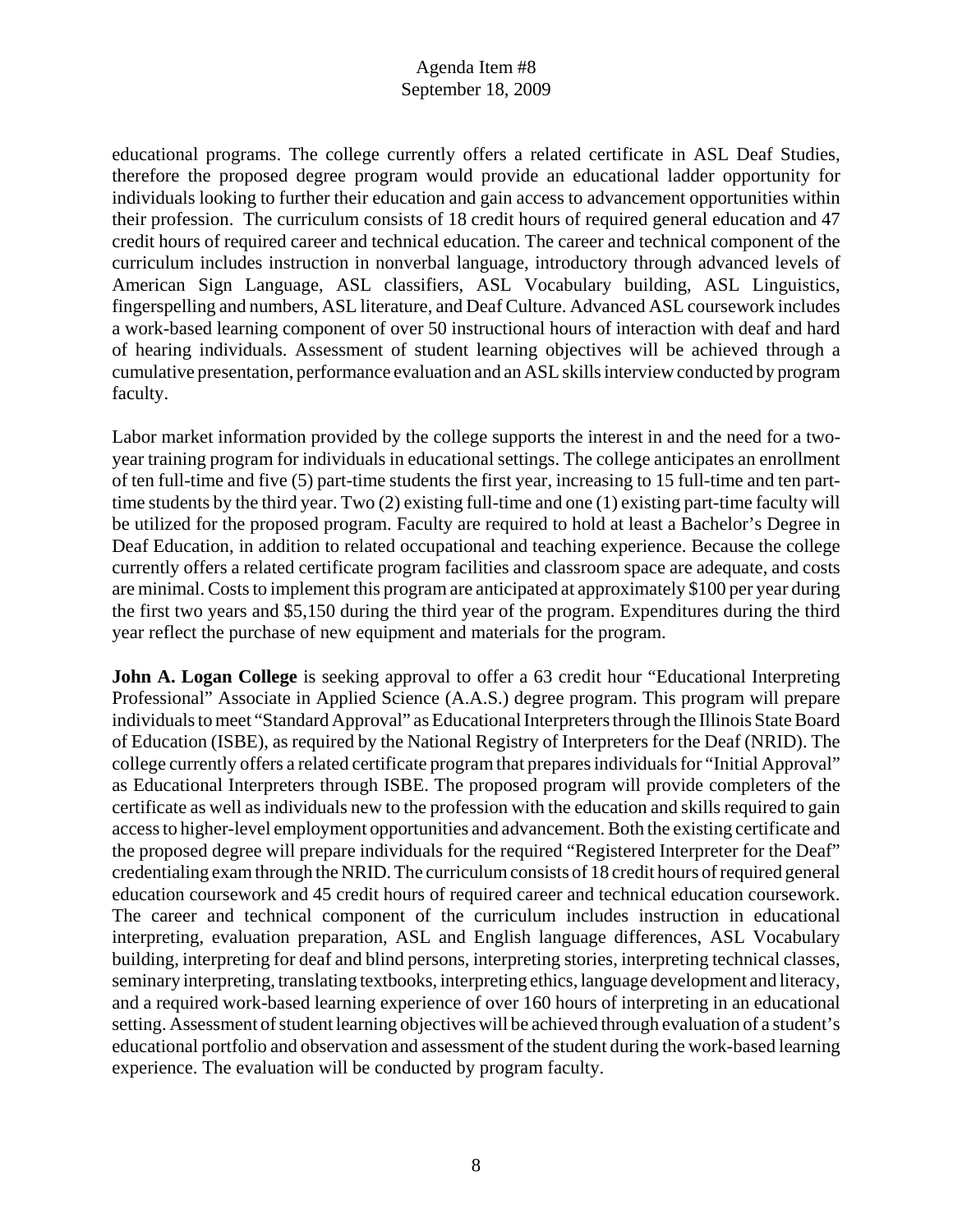educational programs. The college currently offers a related certificate in ASL Deaf Studies, therefore the proposed degree program would provide an educational ladder opportunity for individuals looking to further their education and gain access to advancement opportunities within their profession. The curriculum consists of 18 credit hours of required general education and 47 credit hours of required career and technical education. The career and technical component of the curriculum includes instruction in nonverbal language, introductory through advanced levels of American Sign Language, ASL classifiers, ASL Vocabulary building, ASL Linguistics, fingerspelling and numbers, ASL literature, and Deaf Culture. Advanced ASL coursework includes a work-based learning component of over 50 instructional hours of interaction with deaf and hard of hearing individuals. Assessment of student learning objectives will be achieved through a cumulative presentation, performance evaluation and an ASL skills interview conducted by program faculty.

Labor market information provided by the college supports the interest in and the need for a two-year training program for individuals in educational settings. The college anticipates an enrollment of ten full-time and five (5) part-time students the first year, increasing to 15 full-time and ten part-time students by the third year. Two (2) existing full-time and one (1) existing part-time faculty will be utilized for the proposed program. Faculty are required to hold at least a Bachelor's Degree in Deaf Education, in addition to related occupational and teaching experience. Because the college currently offers a related certificate program facilities and classroom space are adequate, and costs are minimal. Costs to implement this program are anticipated at approximately $100 per year during the first two years and $5,150 during the third year of the program. Expenditures during the third year reflect the purchase of new equipment and materials for the program.

**John A. Logan College** is seeking approval to offer a 63 credit hour "Educational Interpreting Professional" Associate in Applied Science (A.A.S.) degree program. This program will prepare individuals to meet "Standard Approval" as Educational Interpreters through the Illinois State Board of Education (ISBE), as required by the National Registry of Interpreters for the Deaf (NRID). The college currently offers a related certificate program that prepares individuals for "Initial Approval" as Educational Interpreters through ISBE. The proposed program will provide completers of the certificate as well as individuals new to the profession with the education and skills required to gain access to higher-level employment opportunities and advancement. Both the existing certificate and the proposed degree will prepare individuals for the required "Registered Interpreter for the Deaf" credentialing exam through the NRID. The curriculum consists of 18 credit hours of required general education coursework and 45 credit hours of required career and technical education coursework. The career and technical component of the curriculum includes instruction in educational interpreting, evaluation preparation, ASL and English language differences, ASL Vocabulary building, interpreting for deaf and blind persons, interpreting stories, interpreting technical classes, seminary interpreting, translating textbooks, interpreting ethics, language development and literacy, and a required work-based learning experience of over 160 hours of interpreting in an educational setting. Assessment of student learning objectives will be achieved through evaluation of a student's educational portfolio and observation and assessment of the student during the work-based learning experience. The evaluation will be conducted by program faculty.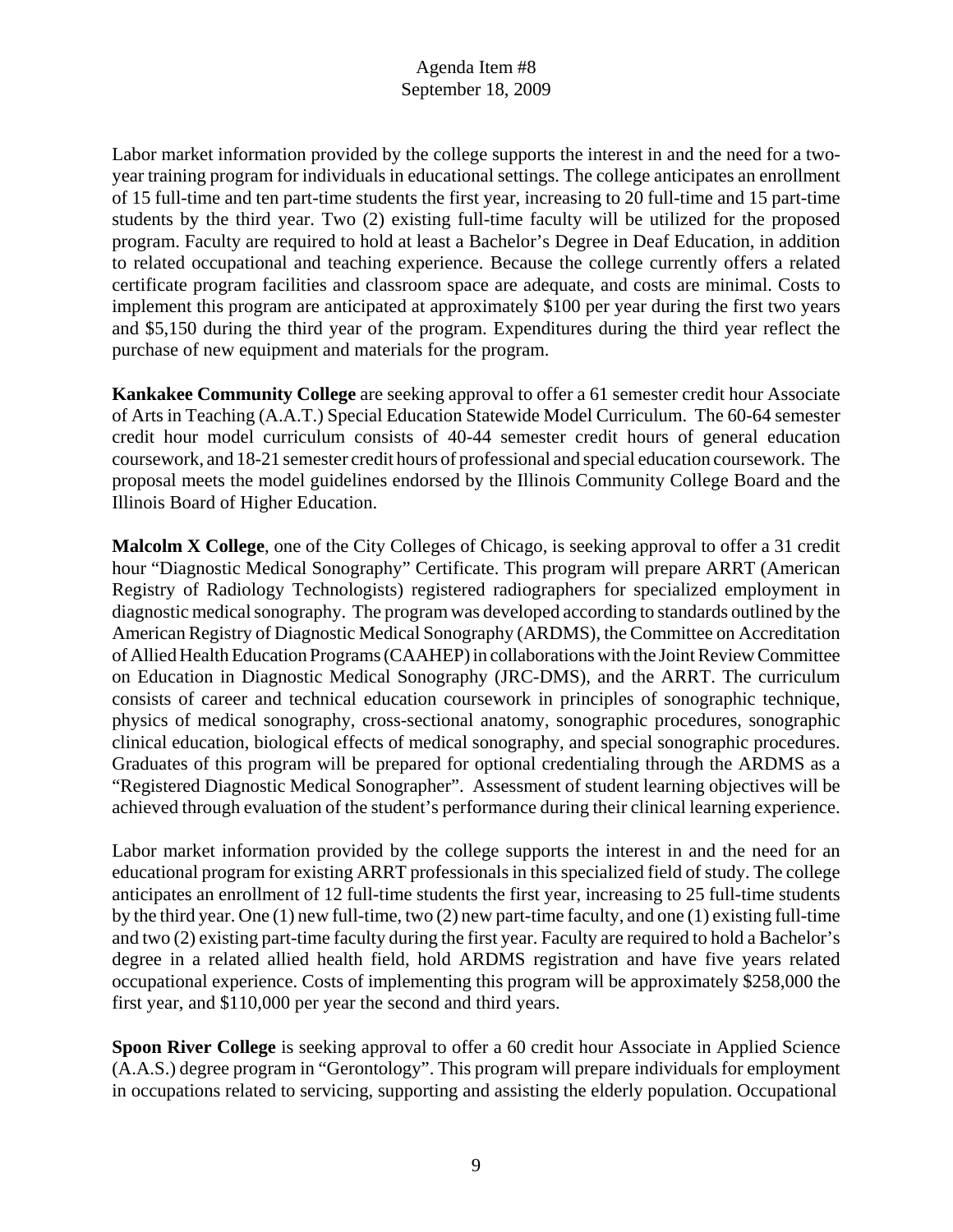Labor market information provided by the college supports the interest in and the need for a two-year training program for individuals in educational settings. The college anticipates an enrollment of 15 full-time and ten part-time students the first year, increasing to 20 full-time and 15 part-time students by the third year. Two (2) existing full-time faculty will be utilized for the proposed program. Faculty are required to hold at least a Bachelor's Degree in Deaf Education, in addition to related occupational and teaching experience. Because the college currently offers a related certificate program facilities and classroom space are adequate, and costs are minimal. Costs to implement this program are anticipated at approximately $100 per year during the first two years and $5,150 during the third year of the program. Expenditures during the third year reflect the purchase of new equipment and materials for the program.

**Kankakee Community College** are seeking approval to offer a 61 semester credit hour Associate of Arts in Teaching (A.A.T.) Special Education Statewide Model Curriculum. The 60-64 semester credit hour model curriculum consists of 40-44 semester credit hours of general education coursework, and 18-21 semester credit hours of professional and special education coursework. The proposal meets the model guidelines endorsed by the Illinois Community College Board and the Illinois Board of Higher Education.

**Malcolm X College**, one of the City Colleges of Chicago, is seeking approval to offer a 31 credit hour "Diagnostic Medical Sonography" Certificate. This program will prepare ARRT (American Registry of Radiology Technologists) registered radiographers for specialized employment in diagnostic medical sonography. The program was developed according to standards outlined by the American Registry of Diagnostic Medical Sonography (ARDMS), the Committee on Accreditation of Allied Health Education Programs (CAAHEP) in collaborations with the Joint Review Committee on Education in Diagnostic Medical Sonography (JRC-DMS), and the ARRT. The curriculum consists of career and technical education coursework in principles of sonographic technique, physics of medical sonography, cross-sectional anatomy, sonographic procedures, sonographic clinical education, biological effects of medical sonography, and special sonographic procedures. Graduates of this program will be prepared for optional credentialing through the ARDMS as a "Registered Diagnostic Medical Sonographer". Assessment of student learning objectives will be achieved through evaluation of the student's performance during their clinical learning experience.

Labor market information provided by the college supports the interest in and the need for an educational program for existing ARRT professionals in this specialized field of study. The college anticipates an enrollment of 12 full-time students the first year, increasing to 25 full-time students by the third year. One (1) new full-time, two (2) new part-time faculty, and one (1) existing full-time and two (2) existing part-time faculty during the first year. Faculty are required to hold a Bachelor's degree in a related allied health field, hold ARDMS registration and have five years related occupational experience. Costs of implementing this program will be approximately $258,000 the first year, and $110,000 per year the second and third years.

**Spoon River College** is seeking approval to offer a 60 credit hour Associate in Applied Science (A.A.S.) degree program in "Gerontology". This program will prepare individuals for employment in occupations related to servicing, supporting and assisting the elderly population. Occupational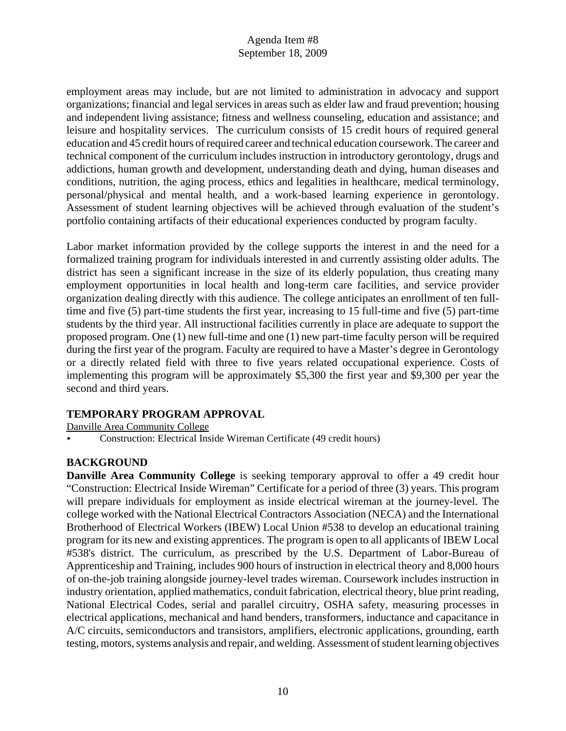employment areas may include, but are not limited to administration in advocacy and support organizations; financial and legal services in areas such as elder law and fraud prevention; housing and independent living assistance; fitness and wellness counseling, education and assistance; and leisure and hospitality services. The curriculum consists of 15 credit hours of required general education and 45 credit hours of required career and technical education coursework. The career and technical component of the curriculum includes instruction in introductory gerontology, drugs and addictions, human growth and development, understanding death and dying, human diseases and conditions, nutrition, the aging process, ethics and legalities in healthcare, medical terminology, personal/physical and mental health, and a work-based learning experience in gerontology. Assessment of student learning objectives will be achieved through evaluation of the student's portfolio containing artifacts of their educational experiences conducted by program faculty.

Labor market information provided by the college supports the interest in and the need for a formalized training program for individuals interested in and currently assisting older adults. The district has seen a significant increase in the size of its elderly population, thus creating many employment opportunities in local health and long-term care facilities, and service provider organization dealing directly with this audience. The college anticipates an enrollment of ten full-time and five (5) part-time students the first year, increasing to 15 full-time and five (5) part-time students by the third year. All instructional facilities currently in place are adequate to support the proposed program. One (1) new full-time and one (1) new part-time faculty person will be required during the first year of the program. Faculty are required to have a Master's degree in Gerontology or a directly related field with three to five years related occupational experience. Costs of implementing this program will be approximately $5,300 the first year and $9,300 per year the second and third years.

## TEMPORARY PROGRAM APPROVAL

Danville Area Community College

- Construction: Electrical Inside Wireman Certificate (49 credit hours)

## BACKGROUND

**Danville Area Community College** is seeking temporary approval to offer a 49 credit hour "Construction: Electrical Inside Wireman" Certificate for a period of three (3) years. This program will prepare individuals for employment as inside electrical wireman at the journey-level. The college worked with the National Electrical Contractors Association (NECA) and the International Brotherhood of Electrical Workers (IBEW) Local Union #538 to develop an educational training program for its new and existing apprentices. The program is open to all applicants of IBEW Local #538's district. The curriculum, as prescribed by the U.S. Department of Labor-Bureau of Apprenticeship and Training, includes 900 hours of instruction in electrical theory and 8,000 hours of on-the-job training alongside journey-level trades wireman. Coursework includes instruction in industry orientation, applied mathematics, conduit fabrication, electrical theory, blue print reading, National Electrical Codes, serial and parallel circuitry, OSHA safety, measuring processes in electrical applications, mechanical and hand benders, transformers, inductance and capacitance in A/C circuits, semiconductors and transistors, amplifiers, electronic applications, grounding, earth testing, motors, systems analysis and repair, and welding. Assessment of student learning objectives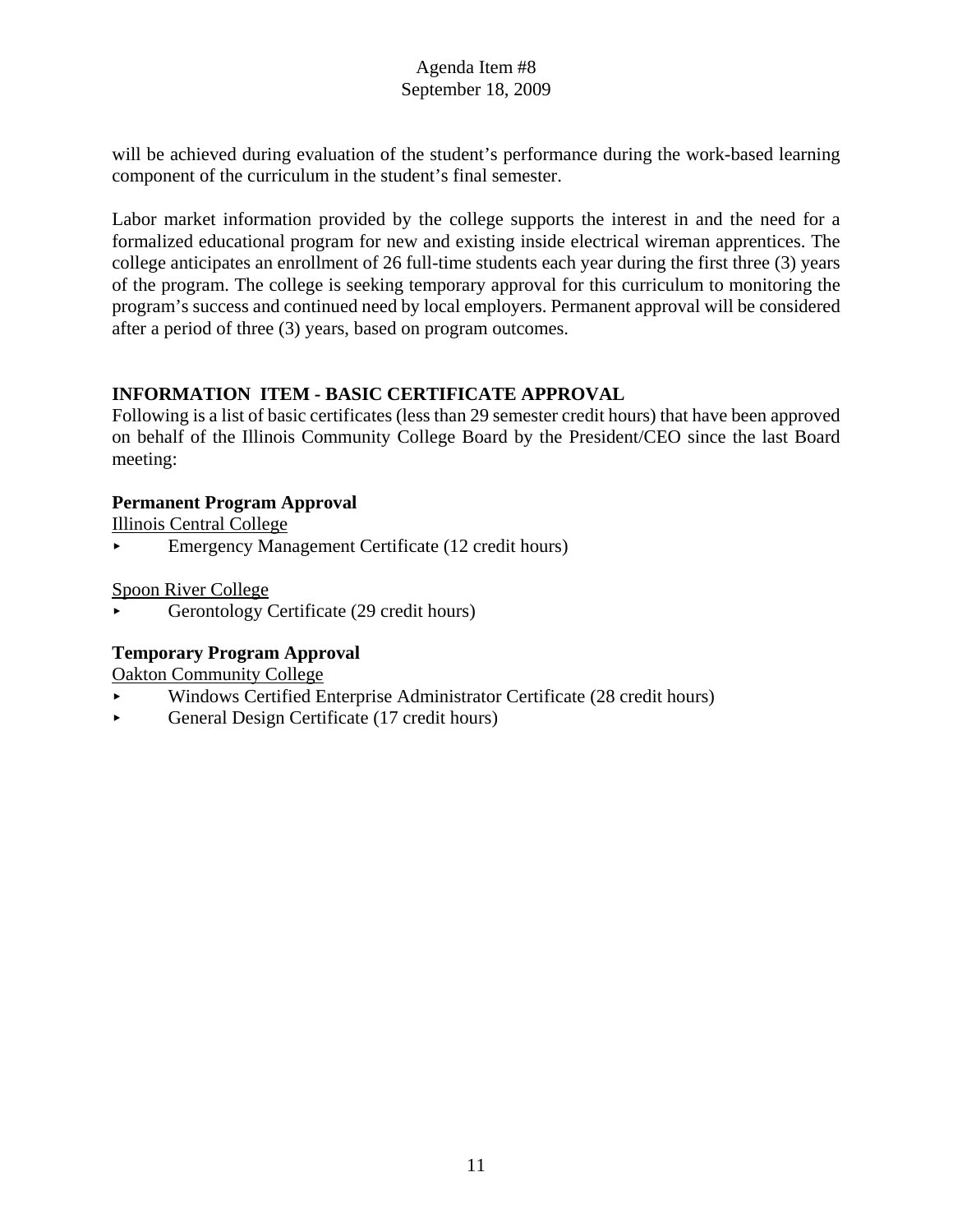will be achieved during evaluation of the student's performance during the work-based learning component of the curriculum in the student's final semester.

Labor market information provided by the college supports the interest in and the need for a formalized educational program for new and existing inside electrical wireman apprentices. The college anticipates an enrollment of 26 full-time students each year during the first three (3) years of the program. The college is seeking temporary approval for this curriculum to monitoring the program's success and continued need by local employers. Permanent approval will be considered after a period of three (3) years, based on program outcomes.

## INFORMATION ITEM - BASIC CERTIFICATE APPROVAL

Following is a list of basic certificates (less than 29 semester credit hours) that have been approved on behalf of the Illinois Community College Board by the President/CEO since the last Board meeting:

### Permanent Program Approval

Illinois Central College

- Emergency Management Certificate (12 credit hours)

Spoon River College

- Gerontology Certificate (29 credit hours)

### Temporary Program Approval

Oakton Community College

- Windows Certified Enterprise Administrator Certificate (28 credit hours)
- General Design Certificate (17 credit hours)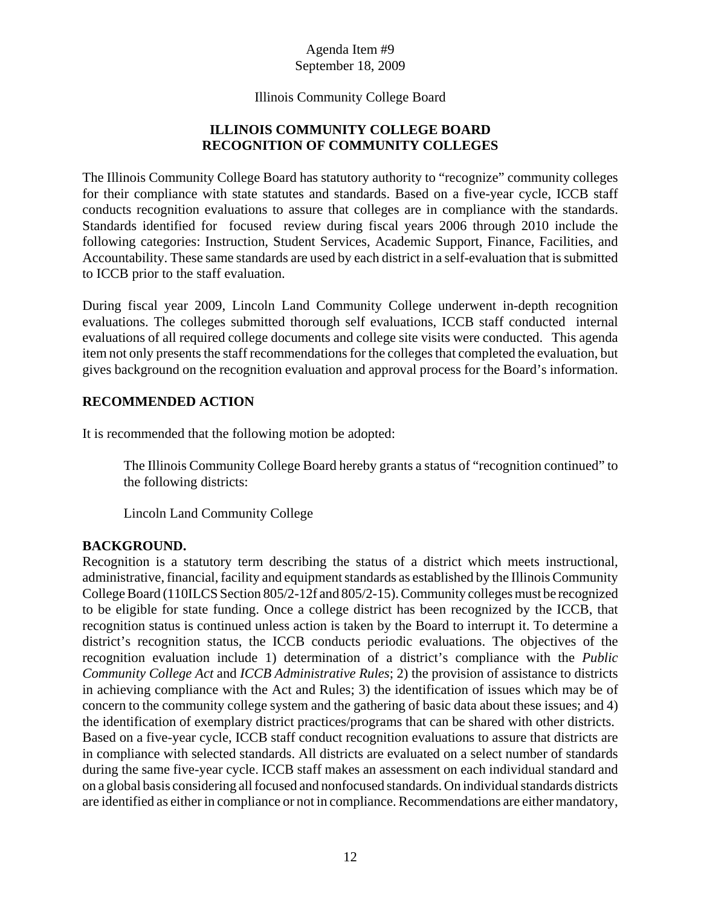Agenda Item #9
September 18, 2009

Illinois Community College Board

## ILLINOIS COMMUNITY COLLEGE BOARD
## RECOGNITION OF COMMUNITY COLLEGES

The Illinois Community College Board has statutory authority to "recognize" community colleges for their compliance with state statutes and standards. Based on a five-year cycle, ICCB staff conducts recognition evaluations to assure that colleges are in compliance with the standards. Standards identified for focused review during fiscal years 2006 through 2010 include the following categories: Instruction, Student Services, Academic Support, Finance, Facilities, and Accountability. These same standards are used by each district in a self-evaluation that is submitted to ICCB prior to the staff evaluation.

During fiscal year 2009, Lincoln Land Community College underwent in-depth recognition evaluations. The colleges submitted thorough self evaluations, ICCB staff conducted internal evaluations of all required college documents and college site visits were conducted. This agenda item not only presents the staff recommendations for the colleges that completed the evaluation, but gives background on the recognition evaluation and approval process for the Board's information.

**RECOMMENDED ACTION**

It is recommended that the following motion be adopted:

> The Illinois Community College Board hereby grants a status of "recognition continued" to the following districts:
>
> Lincoln Land Community College

**BACKGROUND.**

Recognition is a statutory term describing the status of a district which meets instructional, administrative, financial, facility and equipment standards as established by the Illinois Community College Board (110ILCS Section 805/2-12f and 805/2-15). Community colleges must be recognized to be eligible for state funding. Once a college district has been recognized by the ICCB, that recognition status is continued unless action is taken by the Board to interrupt it. To determine a district's recognition status, the ICCB conducts periodic evaluations. The objectives of the recognition evaluation include 1) determination of a district's compliance with the *Public Community College Act* and *ICCB Administrative Rules*; 2) the provision of assistance to districts in achieving compliance with the Act and Rules; 3) the identification of issues which may be of concern to the community college system and the gathering of basic data about these issues; and 4) the identification of exemplary district practices/programs that can be shared with other districts. Based on a five-year cycle, ICCB staff conduct recognition evaluations to assure that districts are in compliance with selected standards. All districts are evaluated on a select number of standards during the same five-year cycle. ICCB staff makes an assessment on each individual standard and on a global basis considering all focused and nonfocused standards. On individual standards districts are identified as either in compliance or not in compliance. Recommendations are either mandatory,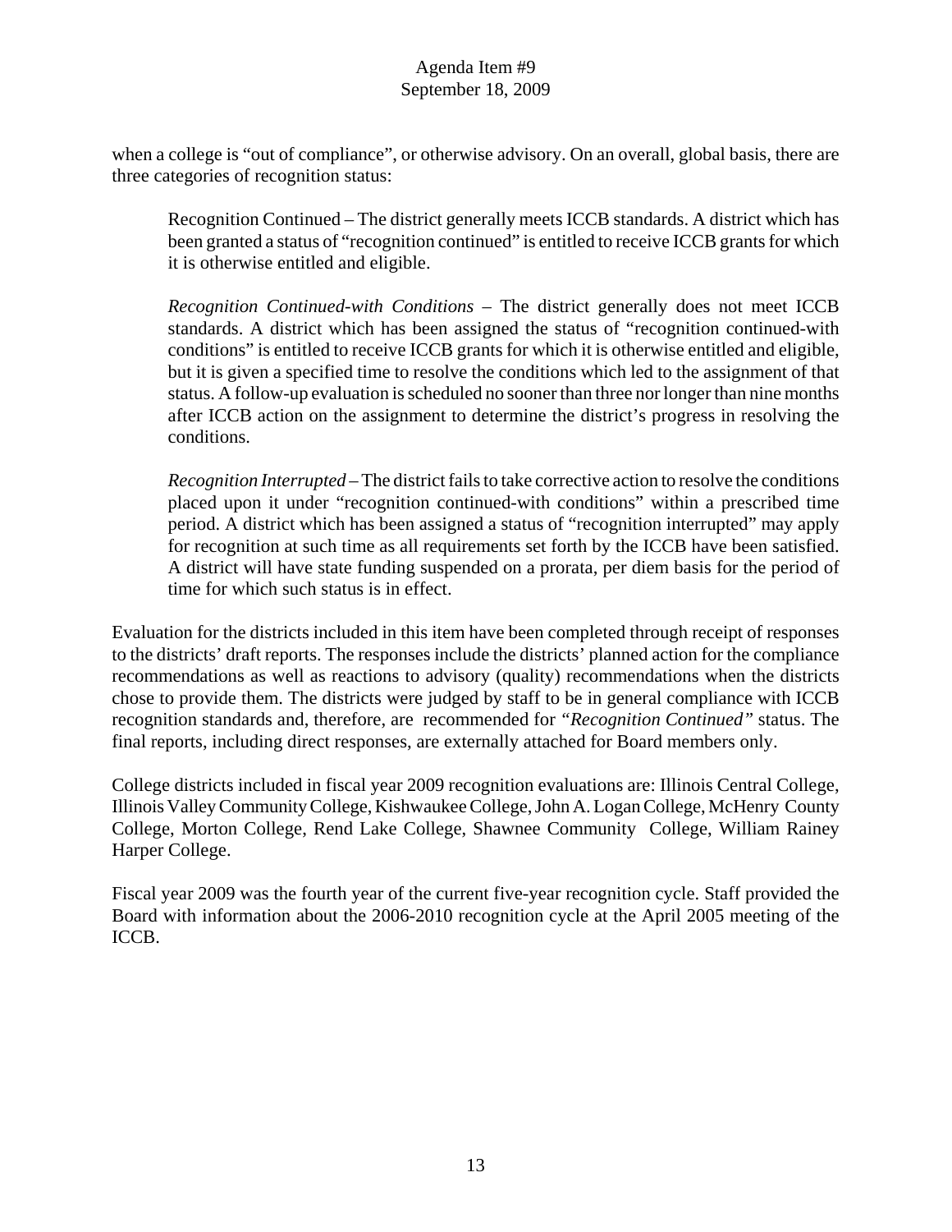when a college is "out of compliance", or otherwise advisory. On an overall, global basis, there are three categories of recognition status:

> Recognition Continued – The district generally meets ICCB standards. A district which has been granted a status of "recognition continued" is entitled to receive ICCB grants for which it is otherwise entitled and eligible.
>
> *Recognition Continued-with Conditions* – The district generally does not meet ICCB standards. A district which has been assigned the status of "recognition continued-with conditions" is entitled to receive ICCB grants for which it is otherwise entitled and eligible, but it is given a specified time to resolve the conditions which led to the assignment of that status. A follow-up evaluation is scheduled no sooner than three nor longer than nine months after ICCB action on the assignment to determine the district's progress in resolving the conditions.
>
> *Recognition Interrupted* – The district fails to take corrective action to resolve the conditions placed upon it under "recognition continued-with conditions" within a prescribed time period. A district which has been assigned a status of "recognition interrupted" may apply for recognition at such time as all requirements set forth by the ICCB have been satisfied. A district will have state funding suspended on a prorata, per diem basis for the period of time for which such status is in effect.

Evaluation for the districts included in this item have been completed through receipt of responses to the districts' draft reports. The responses include the districts' planned action for the compliance recommendations as well as reactions to advisory (quality) recommendations when the districts chose to provide them. The districts were judged by staff to be in general compliance with ICCB recognition standards and, therefore, are recommended for *"Recognition Continued"* status. The final reports, including direct responses, are externally attached for Board members only.

College districts included in fiscal year 2009 recognition evaluations are: Illinois Central College, Illinois Valley Community College, Kishwaukee College, John A. Logan College, McHenry County College, Morton College, Rend Lake College, Shawnee Community College, William Rainey Harper College.

Fiscal year 2009 was the fourth year of the current five-year recognition cycle. Staff provided the Board with information about the 2006-2010 recognition cycle at the April 2005 meeting of the ICCB.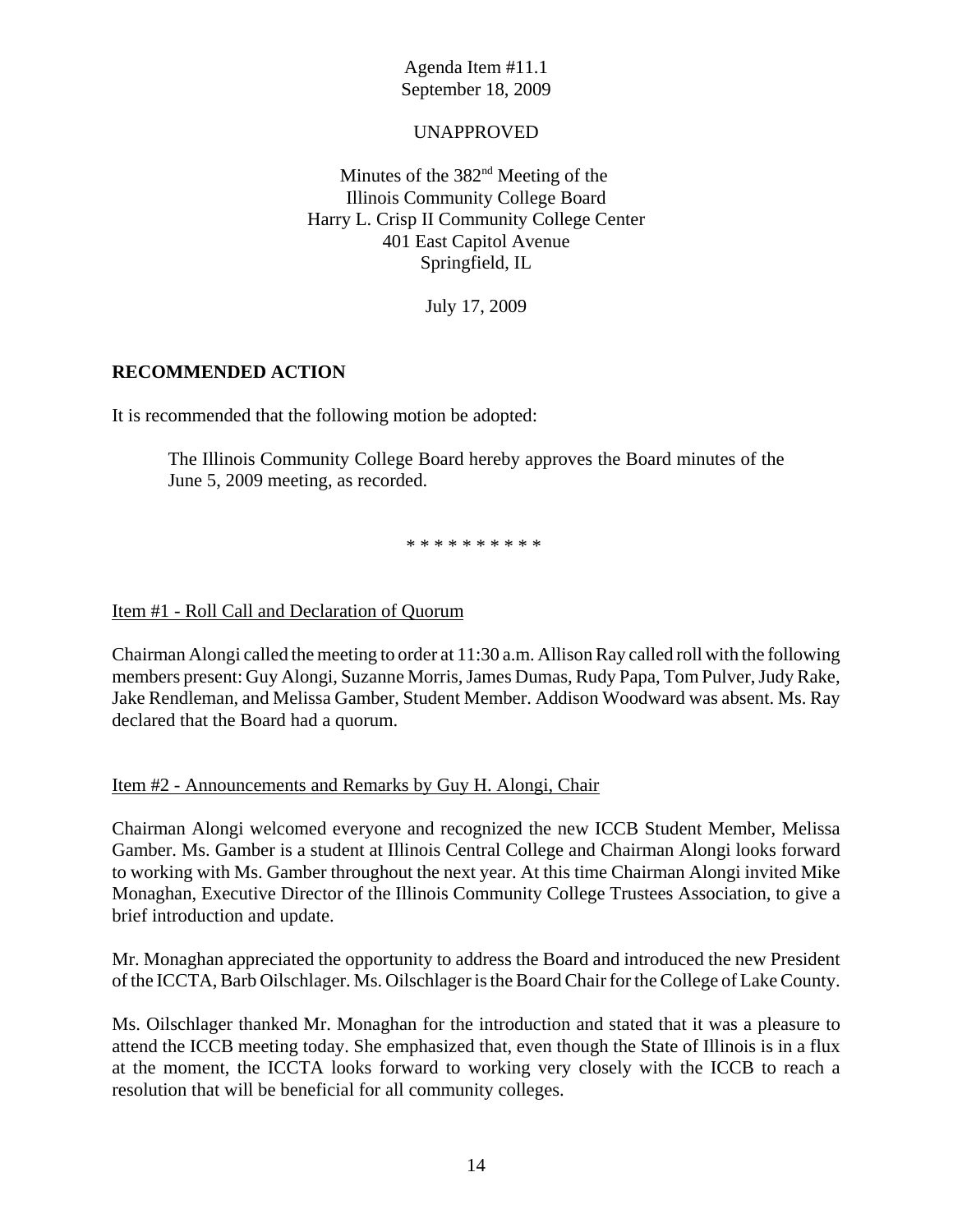Agenda Item #11.1
September 18, 2009

UNAPPROVED

Minutes of the 382nd Meeting of the
Illinois Community College Board
Harry L. Crisp II Community College Center
401 East Capitol Avenue
Springfield, IL

July 17, 2009

**RECOMMENDED ACTION**

It is recommended that the following motion be adopted:

> The Illinois Community College Board hereby approves the Board minutes of the June 5, 2009 meeting, as recorded.

\* \* \* \* \* \* \* \* \* \*

Item #1 - Roll Call and Declaration of Quorum

Chairman Alongi called the meeting to order at 11:30 a.m. Allison Ray called roll with the following members present: Guy Alongi, Suzanne Morris, James Dumas, Rudy Papa, Tom Pulver, Judy Rake, Jake Rendleman, and Melissa Gamber, Student Member. Addison Woodward was absent. Ms. Ray declared that the Board had a quorum.

Item #2 - Announcements and Remarks by Guy H. Alongi, Chair

Chairman Alongi welcomed everyone and recognized the new ICCB Student Member, Melissa Gamber. Ms. Gamber is a student at Illinois Central College and Chairman Alongi looks forward to working with Ms. Gamber throughout the next year. At this time Chairman Alongi invited Mike Monaghan, Executive Director of the Illinois Community College Trustees Association, to give a brief introduction and update.

Mr. Monaghan appreciated the opportunity to address the Board and introduced the new President of the ICCTA, Barb Oilschlager. Ms. Oilschlager is the Board Chair for the College of Lake County.

Ms. Oilschlager thanked Mr. Monaghan for the introduction and stated that it was a pleasure to attend the ICCB meeting today. She emphasized that, even though the State of Illinois is in a flux at the moment, the ICCTA looks forward to working very closely with the ICCB to reach a resolution that will be beneficial for all community colleges.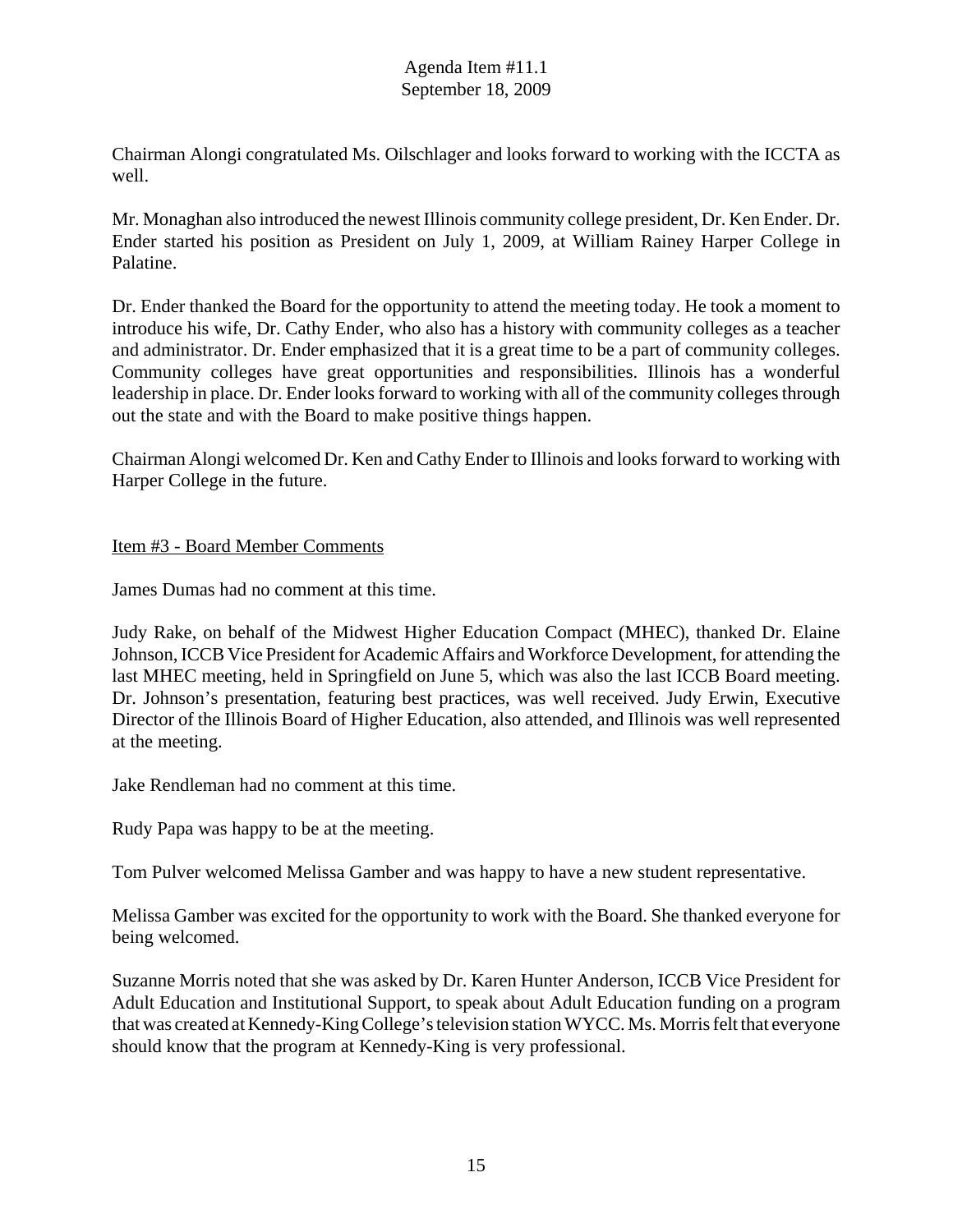Chairman Alongi congratulated Ms. Oilschlager and looks forward to working with the ICCTA as well.

Mr. Monaghan also introduced the newest Illinois community college president, Dr. Ken Ender. Dr. Ender started his position as President on July 1, 2009, at William Rainey Harper College in Palatine.

Dr. Ender thanked the Board for the opportunity to attend the meeting today. He took a moment to introduce his wife, Dr. Cathy Ender, who also has a history with community colleges as a teacher and administrator. Dr. Ender emphasized that it is a great time to be a part of community colleges. Community colleges have great opportunities and responsibilities. Illinois has a wonderful leadership in place. Dr. Ender looks forward to working with all of the community colleges through out the state and with the Board to make positive things happen.

Chairman Alongi welcomed Dr. Ken and Cathy Ender to Illinois and looks forward to working with Harper College in the future.

Item #3 - Board Member Comments

James Dumas had no comment at this time.

Judy Rake, on behalf of the Midwest Higher Education Compact (MHEC), thanked Dr. Elaine Johnson, ICCB Vice President for Academic Affairs and Workforce Development, for attending the last MHEC meeting, held in Springfield on June 5, which was also the last ICCB Board meeting. Dr. Johnson's presentation, featuring best practices, was well received. Judy Erwin, Executive Director of the Illinois Board of Higher Education, also attended, and Illinois was well represented at the meeting.

Jake Rendleman had no comment at this time.

Rudy Papa was happy to be at the meeting.

Tom Pulver welcomed Melissa Gamber and was happy to have a new student representative.

Melissa Gamber was excited for the opportunity to work with the Board. She thanked everyone for being welcomed.

Suzanne Morris noted that she was asked by Dr. Karen Hunter Anderson, ICCB Vice President for Adult Education and Institutional Support, to speak about Adult Education funding on a program that was created at Kennedy-King College's television station WYCC. Ms. Morris felt that everyone should know that the program at Kennedy-King is very professional.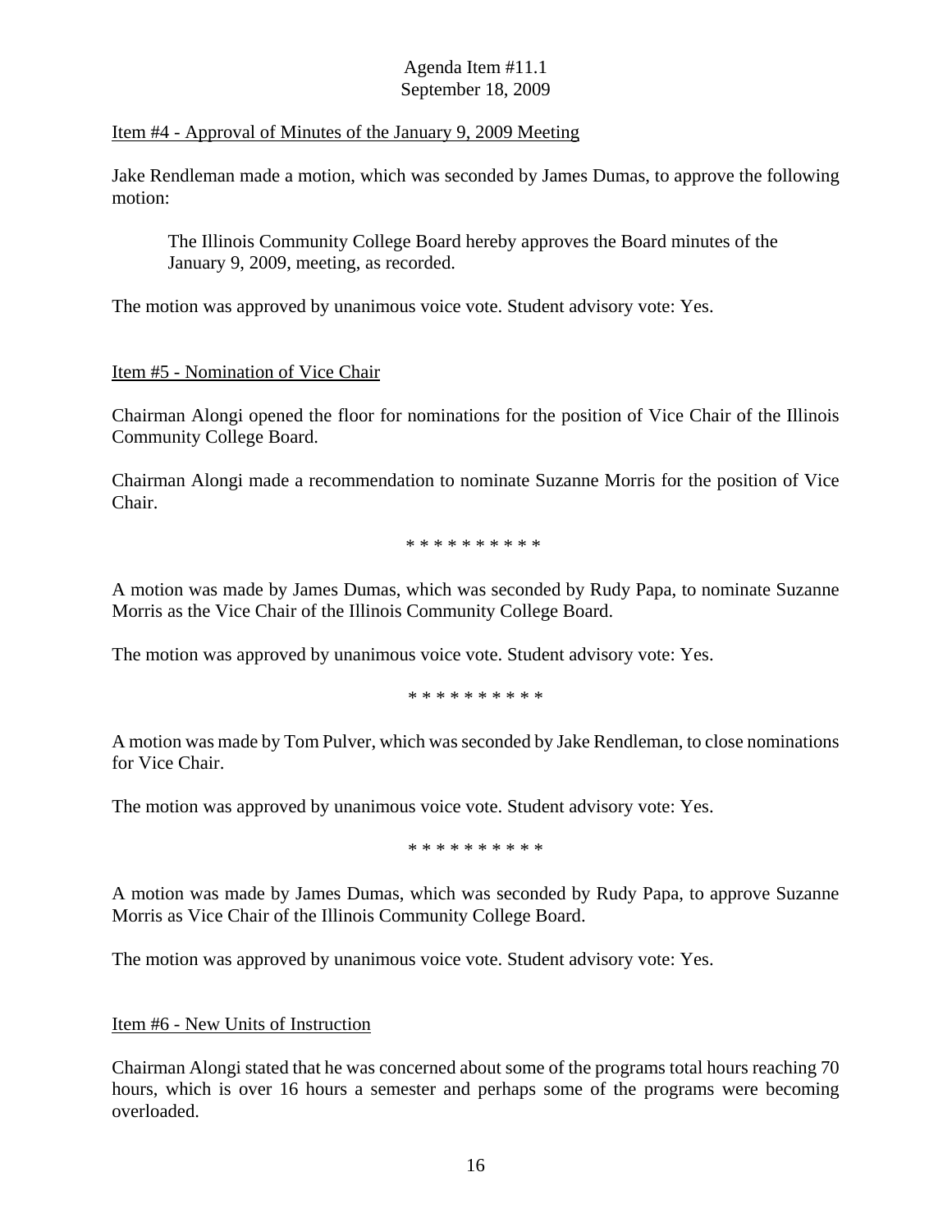Item #4 - Approval of Minutes of the January 9, 2009 Meeting

Jake Rendleman made a motion, which was seconded by James Dumas, to approve the following motion:

> The Illinois Community College Board hereby approves the Board minutes of the January 9, 2009, meeting, as recorded.

The motion was approved by unanimous voice vote. Student advisory vote: Yes.

Item #5 - Nomination of Vice Chair

Chairman Alongi opened the floor for nominations for the position of Vice Chair of the Illinois Community College Board.

Chairman Alongi made a recommendation to nominate Suzanne Morris for the position of Vice Chair.

* * * * * * * * * *

A motion was made by James Dumas, which was seconded by Rudy Papa, to nominate Suzanne Morris as the Vice Chair of the Illinois Community College Board.

The motion was approved by unanimous voice vote. Student advisory vote: Yes.

* * * * * * * * * *

A motion was made by Tom Pulver, which was seconded by Jake Rendleman, to close nominations for Vice Chair.

The motion was approved by unanimous voice vote. Student advisory vote: Yes.

* * * * * * * * * *

A motion was made by James Dumas, which was seconded by Rudy Papa, to approve Suzanne Morris as Vice Chair of the Illinois Community College Board.

The motion was approved by unanimous voice vote. Student advisory vote: Yes.

Item #6 - New Units of Instruction

Chairman Alongi stated that he was concerned about some of the programs total hours reaching 70 hours, which is over 16 hours a semester and perhaps some of the programs were becoming overloaded.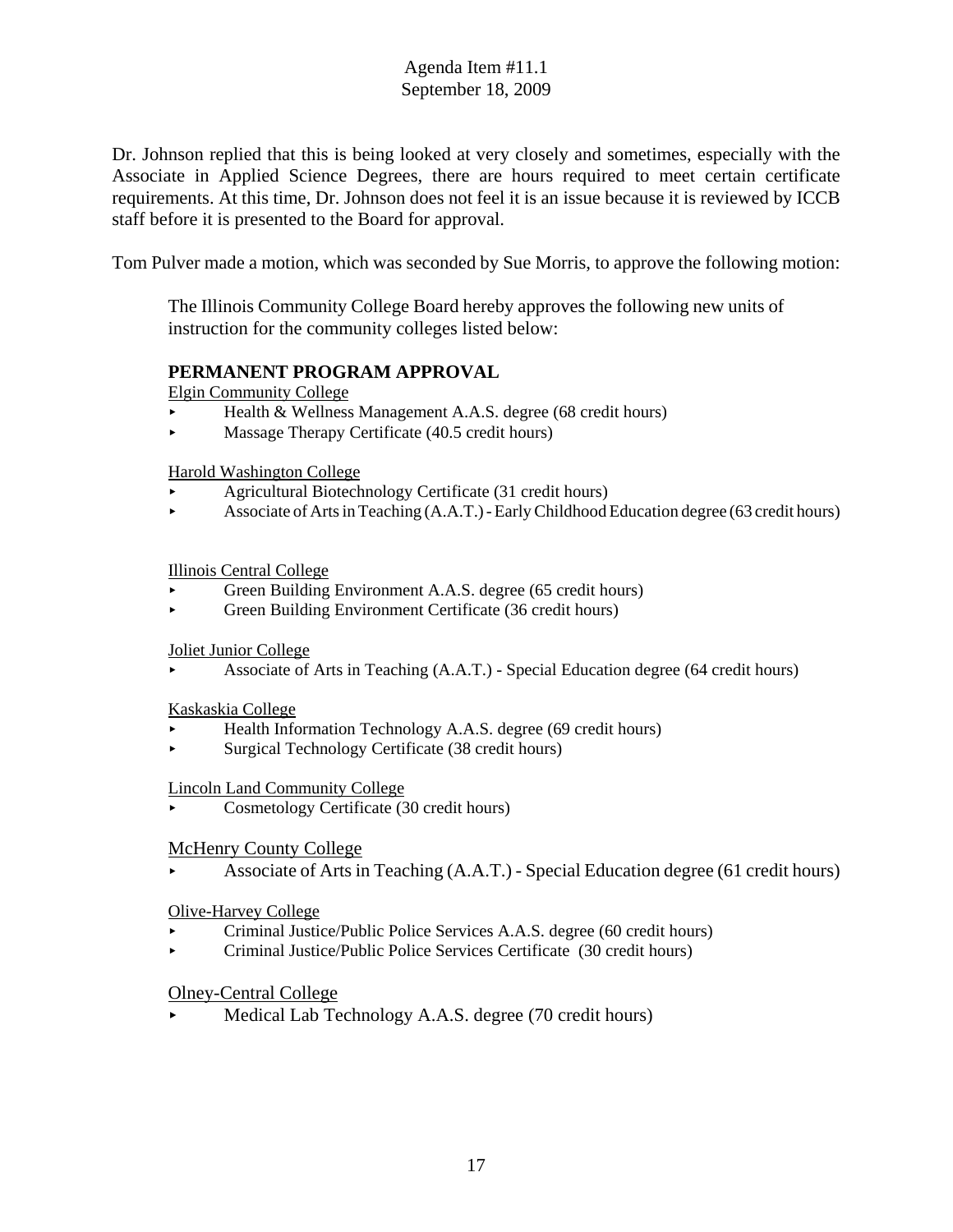Dr. Johnson replied that this is being looked at very closely and sometimes, especially with the Associate in Applied Science Degrees, there are hours required to meet certain certificate requirements. At this time, Dr. Johnson does not feel it is an issue because it is reviewed by ICCB staff before it is presented to the Board for approval.

Tom Pulver made a motion, which was seconded by Sue Morris, to approve the following motion:

> The Illinois Community College Board hereby approves the following new units of instruction for the community colleges listed below:
>
> **PERMANENT PROGRAM APPROVAL**
>
> Elgin Community College
> - Health & Wellness Management A.A.S. degree (68 credit hours)
> - Massage Therapy Certificate (40.5 credit hours)
>
> Harold Washington College
> - Agricultural Biotechnology Certificate (31 credit hours)
> - Associate of Arts in Teaching (A.A.T.) - Early Childhood Education degree (63 credit hours)
>
> Illinois Central College
> - Green Building Environment A.A.S. degree (65 credit hours)
> - Green Building Environment Certificate (36 credit hours)
>
> Joliet Junior College
> - Associate of Arts in Teaching (A.A.T.) - Special Education degree (64 credit hours)
>
> Kaskaskia College
> - Health Information Technology A.A.S. degree (69 credit hours)
> - Surgical Technology Certificate (38 credit hours)
>
> Lincoln Land Community College
> - Cosmetology Certificate (30 credit hours)
>
> McHenry County College
> - Associate of Arts in Teaching (A.A.T.) - Special Education degree (61 credit hours)
>
> Olive-Harvey College
> - Criminal Justice/Public Police Services A.A.S. degree (60 credit hours)
> - Criminal Justice/Public Police Services Certificate (30 credit hours)
>
> Olney-Central College
> - Medical Lab Technology A.A.S. degree (70 credit hours)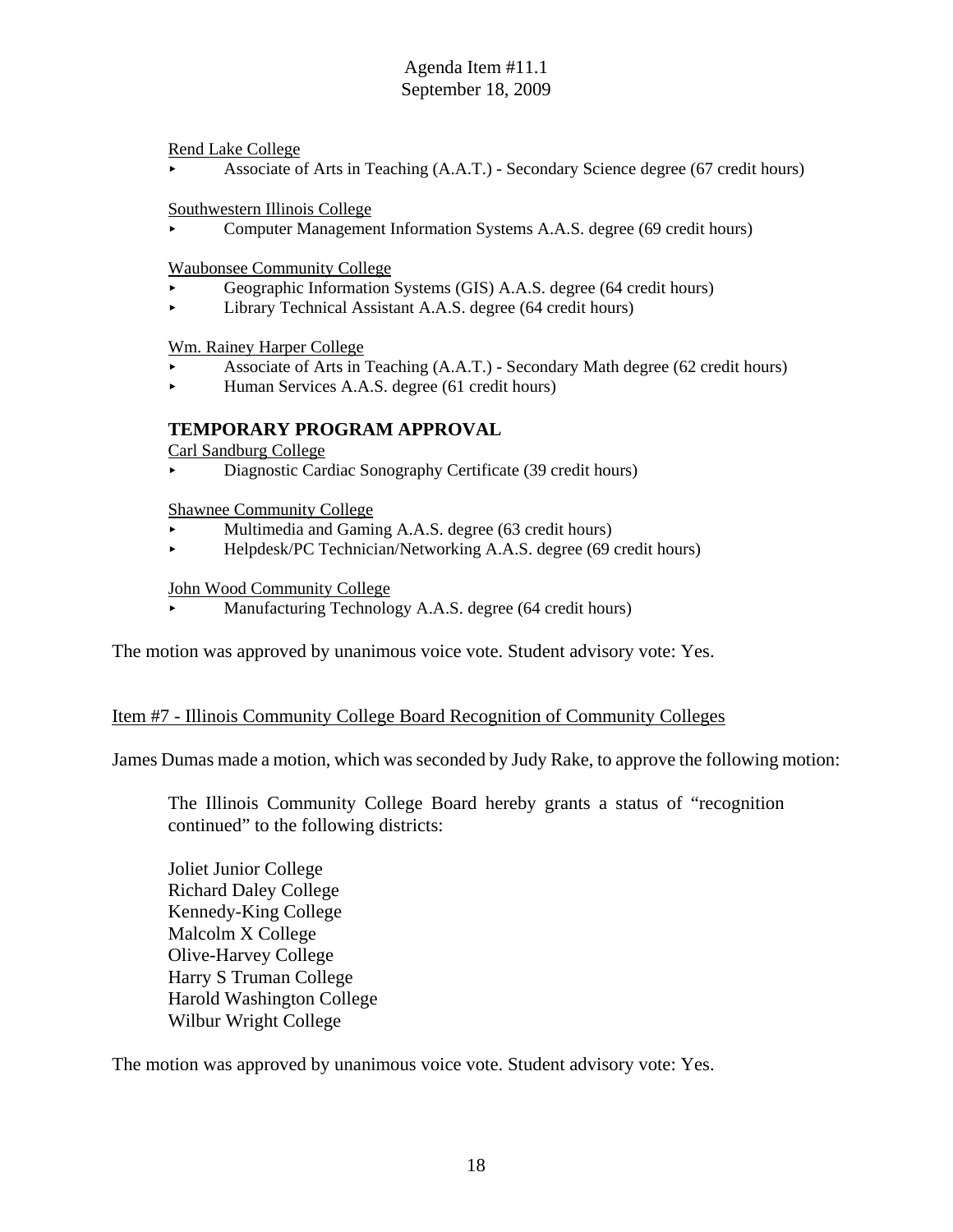Rend Lake College

- Associate of Arts in Teaching (A.A.T.) - Secondary Science degree (67 credit hours)

Southwestern Illinois College

- Computer Management Information Systems A.A.S. degree (69 credit hours)

Waubonsee Community College

- Geographic Information Systems (GIS) A.A.S. degree (64 credit hours)
- Library Technical Assistant A.A.S. degree (64 credit hours)

Wm. Rainey Harper College

- Associate of Arts in Teaching (A.A.T.) - Secondary Math degree (62 credit hours)
- Human Services A.A.S. degree (61 credit hours)

**TEMPORARY PROGRAM APPROVAL**

Carl Sandburg College

- Diagnostic Cardiac Sonography Certificate (39 credit hours)

Shawnee Community College

- Multimedia and Gaming A.A.S. degree (63 credit hours)
- Helpdesk/PC Technician/Networking A.A.S. degree (69 credit hours)

John Wood Community College

- Manufacturing Technology A.A.S. degree (64 credit hours)

The motion was approved by unanimous voice vote. Student advisory vote: Yes.

Item #7 - Illinois Community College Board Recognition of Community Colleges

James Dumas made a motion, which was seconded by Judy Rake, to approve the following motion:

> The Illinois Community College Board hereby grants a status of "recognition continued" to the following districts:
>
> Joliet Junior College
> Richard Daley College
> Kennedy-King College
> Malcolm X College
> Olive-Harvey College
> Harry S Truman College
> Harold Washington College
> Wilbur Wright College

The motion was approved by unanimous voice vote. Student advisory vote: Yes.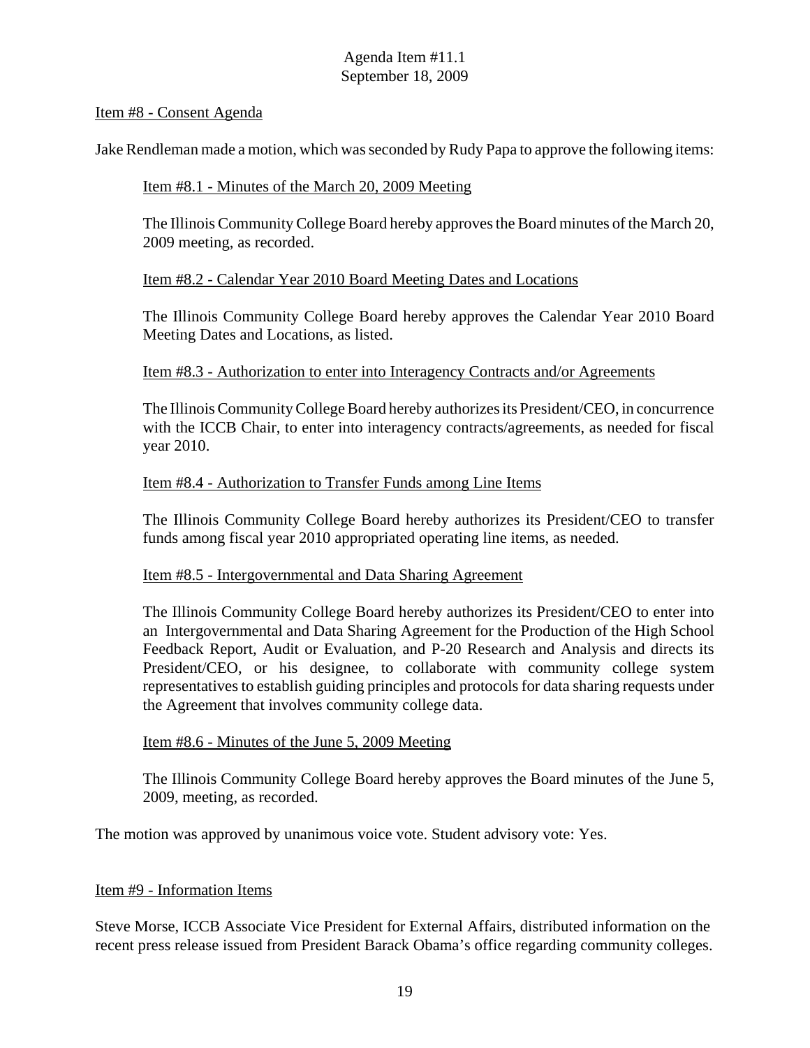Item #8 - Consent Agenda

Jake Rendleman made a motion, which was seconded by Rudy Papa to approve the following items:

Item #8.1 - Minutes of the March 20, 2009 Meeting

The Illinois Community College Board hereby approves the Board minutes of the March 20, 2009 meeting, as recorded.

Item #8.2 - Calendar Year 2010 Board Meeting Dates and Locations

The Illinois Community College Board hereby approves the Calendar Year 2010 Board Meeting Dates and Locations, as listed.

Item #8.3 - Authorization to enter into Interagency Contracts and/or Agreements

The Illinois Community College Board hereby authorizes its President/CEO, in concurrence with the ICCB Chair, to enter into interagency contracts/agreements, as needed for fiscal year 2010.

Item #8.4 - Authorization to Transfer Funds among Line Items

The Illinois Community College Board hereby authorizes its President/CEO to transfer funds among fiscal year 2010 appropriated operating line items, as needed.

Item #8.5 - Intergovernmental and Data Sharing Agreement

The Illinois Community College Board hereby authorizes its President/CEO to enter into an Intergovernmental and Data Sharing Agreement for the Production of the High School Feedback Report, Audit or Evaluation, and P-20 Research and Analysis and directs its President/CEO, or his designee, to collaborate with community college system representatives to establish guiding principles and protocols for data sharing requests under the Agreement that involves community college data.

Item #8.6 - Minutes of the June 5, 2009 Meeting

The Illinois Community College Board hereby approves the Board minutes of the June 5, 2009, meeting, as recorded.

The motion was approved by unanimous voice vote. Student advisory vote: Yes.

Item #9 - Information Items

Steve Morse, ICCB Associate Vice President for External Affairs, distributed information on the recent press release issued from President Barack Obama's office regarding community colleges.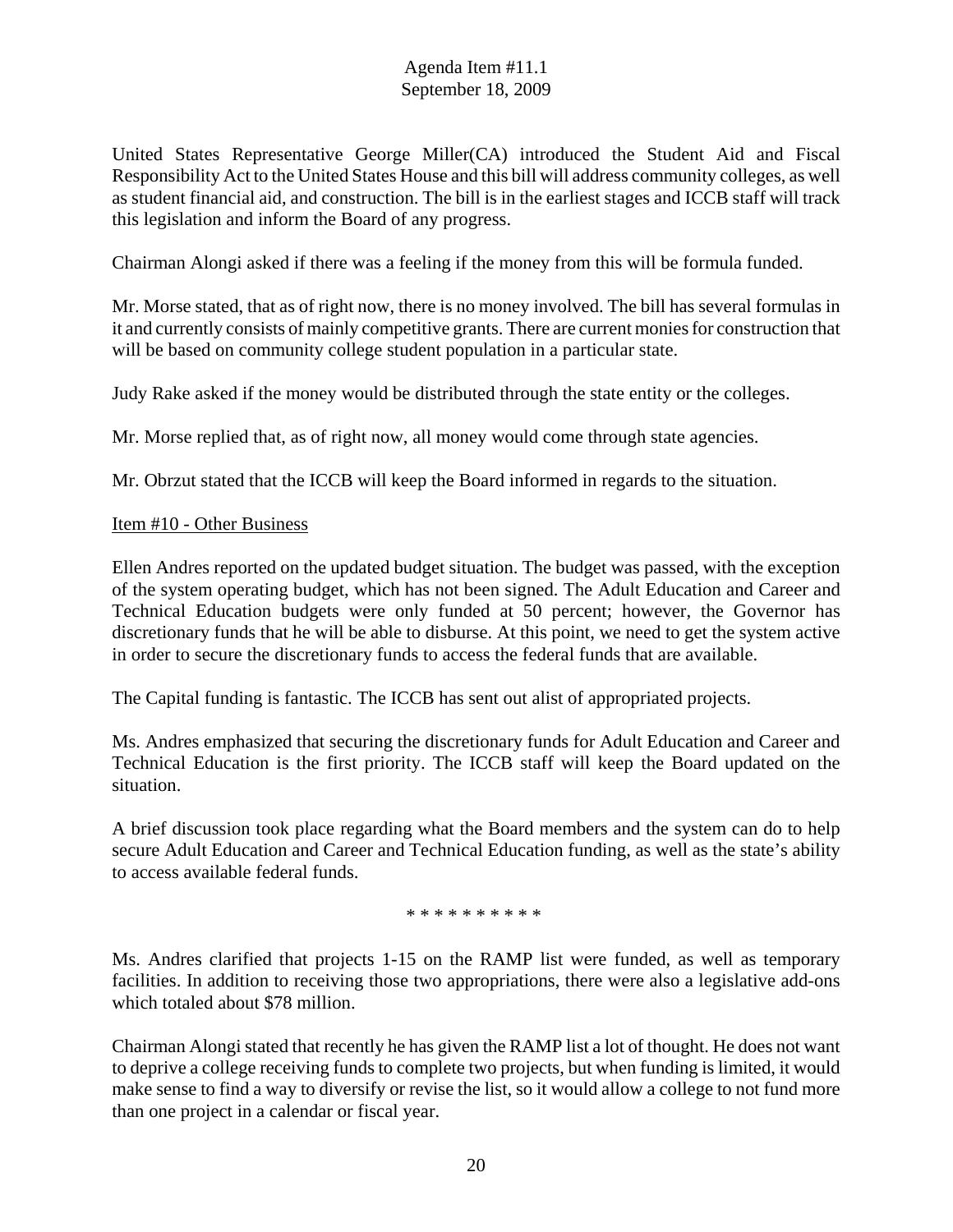United States Representative George Miller(CA) introduced the Student Aid and Fiscal Responsibility Act to the United States House and this bill will address community colleges, as well as student financial aid, and construction. The bill is in the earliest stages and ICCB staff will track this legislation and inform the Board of any progress.

Chairman Alongi asked if there was a feeling if the money from this will be formula funded.

Mr. Morse stated, that as of right now, there is no money involved. The bill has several formulas in it and currently consists of mainly competitive grants. There are current monies for construction that will be based on community college student population in a particular state.

Judy Rake asked if the money would be distributed through the state entity or the colleges.

Mr. Morse replied that, as of right now, all money would come through state agencies.

Mr. Obrzut stated that the ICCB will keep the Board informed in regards to the situation.

Item #10 - Other Business

Ellen Andres reported on the updated budget situation. The budget was passed, with the exception of the system operating budget, which has not been signed. The Adult Education and Career and Technical Education budgets were only funded at 50 percent; however, the Governor has discretionary funds that he will be able to disburse. At this point, we need to get the system active in order to secure the discretionary funds to access the federal funds that are available.

The Capital funding is fantastic. The ICCB has sent out alist of appropriated projects.

Ms. Andres emphasized that securing the discretionary funds for Adult Education and Career and Technical Education is the first priority. The ICCB staff will keep the Board updated on the situation.

A brief discussion took place regarding what the Board members and the system can do to help secure Adult Education and Career and Technical Education funding, as well as the state's ability to access available federal funds.

* * * * * * * * * *

Ms. Andres clarified that projects 1-15 on the RAMP list were funded, as well as temporary facilities. In addition to receiving those two appropriations, there were also a legislative add-ons which totaled about $78 million.

Chairman Alongi stated that recently he has given the RAMP list a lot of thought. He does not want to deprive a college receiving funds to complete two projects, but when funding is limited, it would make sense to find a way to diversify or revise the list, so it would allow a college to not fund more than one project in a calendar or fiscal year.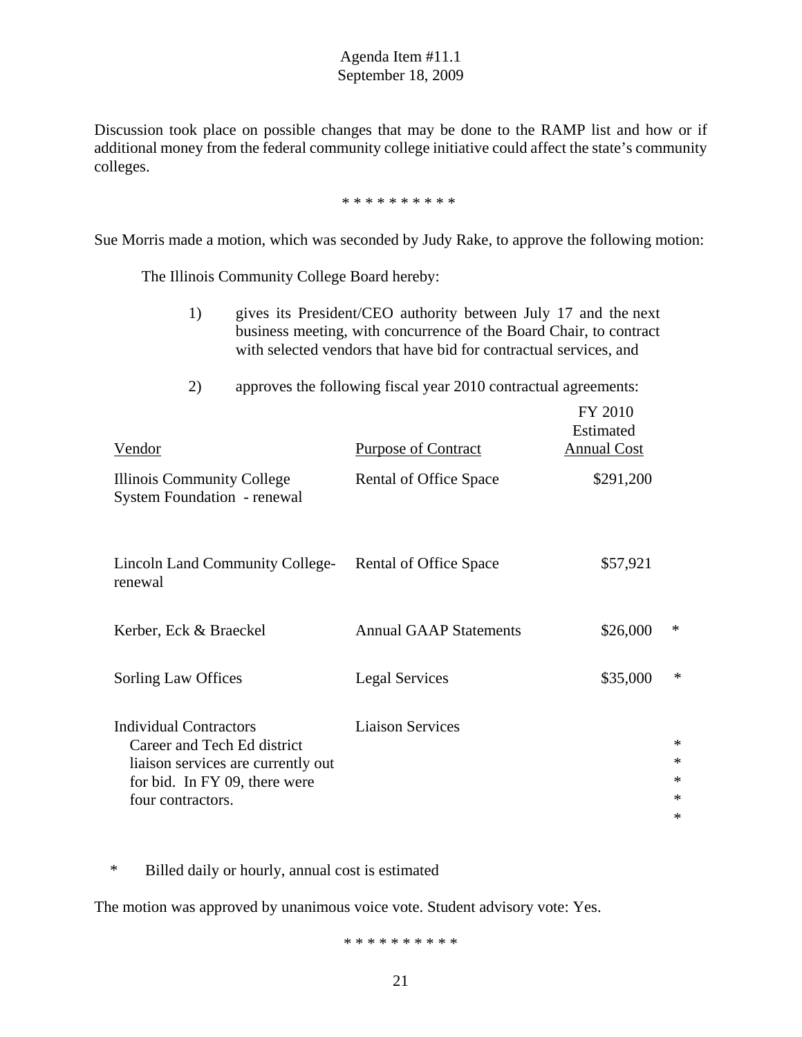Agenda Item #11.1
September 18, 2009

Discussion took place on possible changes that may be done to the RAMP list and how or if additional money from the federal community college initiative could affect the state's community colleges.

* * * * * * * * * *

Sue Morris made a motion, which was seconded by Judy Rake, to approve the following motion:

The Illinois Community College Board hereby:

1) gives its President/CEO authority between July 17 and the next business meeting, with concurrence of the Board Chair, to contract with selected vendors that have bid for contractual services, and

2) approves the following fiscal year 2010 contractual agreements:

| Vendor | Purpose of Contract | FY 2010 Estimated Annual Cost | |
|---|---|---|---|
| Illinois Community College System Foundation - renewal | Rental of Office Space | $291,200 | |
| Lincoln Land Community College-renewal | Rental of Office Space | $57,921 | |
| Kerber, Eck & Braeckel | Annual GAAP Statements | $26,000 | * |
| Sorling Law Offices | Legal Services | $35,000 | * |
| Individual Contractors<br>Career and Tech Ed district liaison services are currently out for bid. In FY 09, there were four contractors. | Liaison Services | | *<br>*<br>*<br>*<br>* |

\* Billed daily or hourly, annual cost is estimated

The motion was approved by unanimous voice vote. Student advisory vote: Yes.

* * * * * * * * * *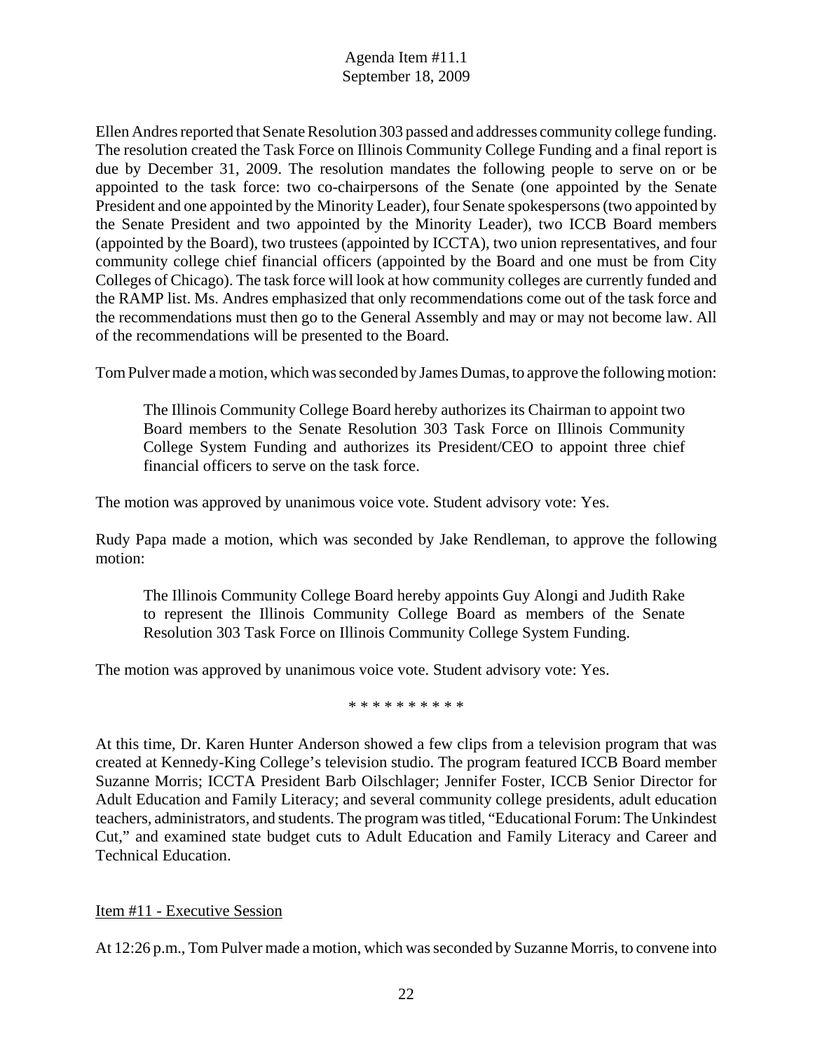Ellen Andres reported that Senate Resolution 303 passed and addresses community college funding. The resolution created the Task Force on Illinois Community College Funding and a final report is due by December 31, 2009. The resolution mandates the following people to serve on or be appointed to the task force: two co-chairpersons of the Senate (one appointed by the Senate President and one appointed by the Minority Leader), four Senate spokespersons (two appointed by the Senate President and two appointed by the Minority Leader), two ICCB Board members (appointed by the Board), two trustees (appointed by ICCTA), two union representatives, and four community college chief financial officers (appointed by the Board and one must be from City Colleges of Chicago). The task force will look at how community colleges are currently funded and the RAMP list. Ms. Andres emphasized that only recommendations come out of the task force and the recommendations must then go to the General Assembly and may or may not become law. All of the recommendations will be presented to the Board.

Tom Pulver made a motion, which was seconded by James Dumas, to approve the following motion:

> The Illinois Community College Board hereby authorizes its Chairman to appoint two Board members to the Senate Resolution 303 Task Force on Illinois Community College System Funding and authorizes its President/CEO to appoint three chief financial officers to serve on the task force.

The motion was approved by unanimous voice vote. Student advisory vote: Yes.

Rudy Papa made a motion, which was seconded by Jake Rendleman, to approve the following motion:

> The Illinois Community College Board hereby appoints Guy Alongi and Judith Rake to represent the Illinois Community College Board as members of the Senate Resolution 303 Task Force on Illinois Community College System Funding.

The motion was approved by unanimous voice vote. Student advisory vote: Yes.

* * * * * * * * * *

At this time, Dr. Karen Hunter Anderson showed a few clips from a television program that was created at Kennedy-King College's television studio. The program featured ICCB Board member Suzanne Morris; ICCTA President Barb Oilschlager; Jennifer Foster, ICCB Senior Director for Adult Education and Family Literacy; and several community college presidents, adult education teachers, administrators, and students. The program was titled, "Educational Forum: The Unkindest Cut," and examined state budget cuts to Adult Education and Family Literacy and Career and Technical Education.

<u>Item #11 - Executive Session</u>

At 12:26 p.m., Tom Pulver made a motion, which was seconded by Suzanne Morris, to convene into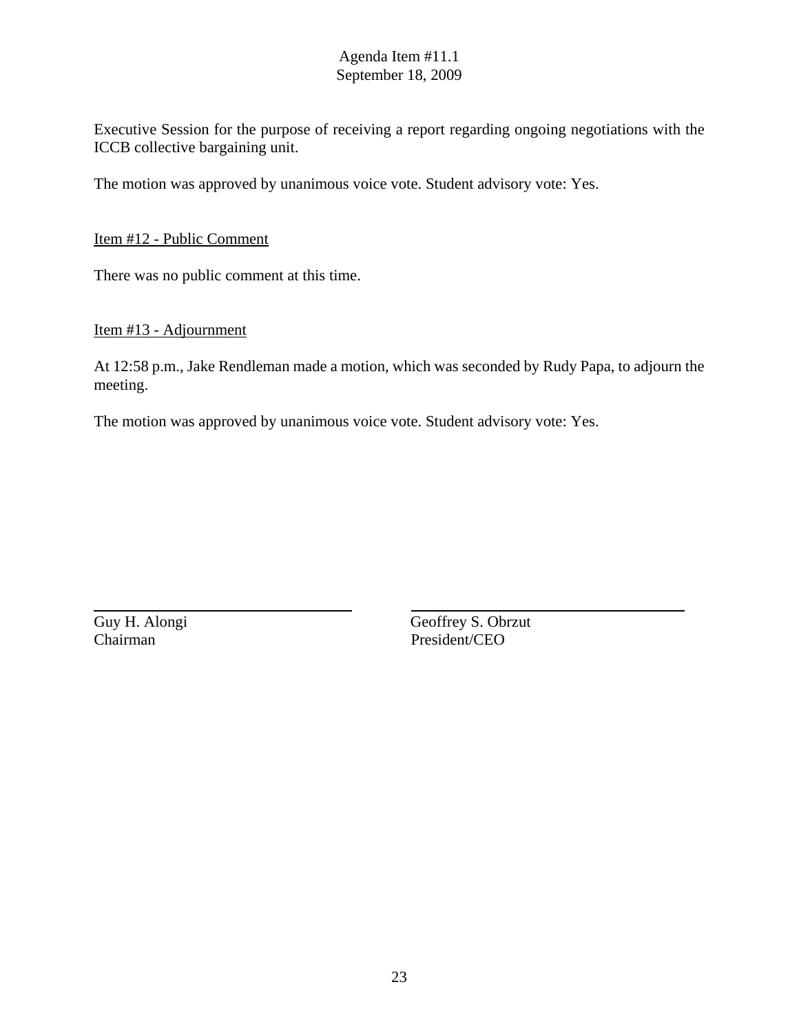Executive Session for the purpose of receiving a report regarding ongoing negotiations with the ICCB collective bargaining unit.

The motion was approved by unanimous voice vote. Student advisory vote: Yes.

Item #12 - Public Comment

There was no public comment at this time.

Item #13 - Adjournment

At 12:58 p.m., Jake Rendleman made a motion, which was seconded by Rudy Papa, to adjourn the meeting.

The motion was approved by unanimous voice vote. Student advisory vote: Yes.

Guy H. Alongi
Chairman

Geoffrey S. Obrzut
President/CEO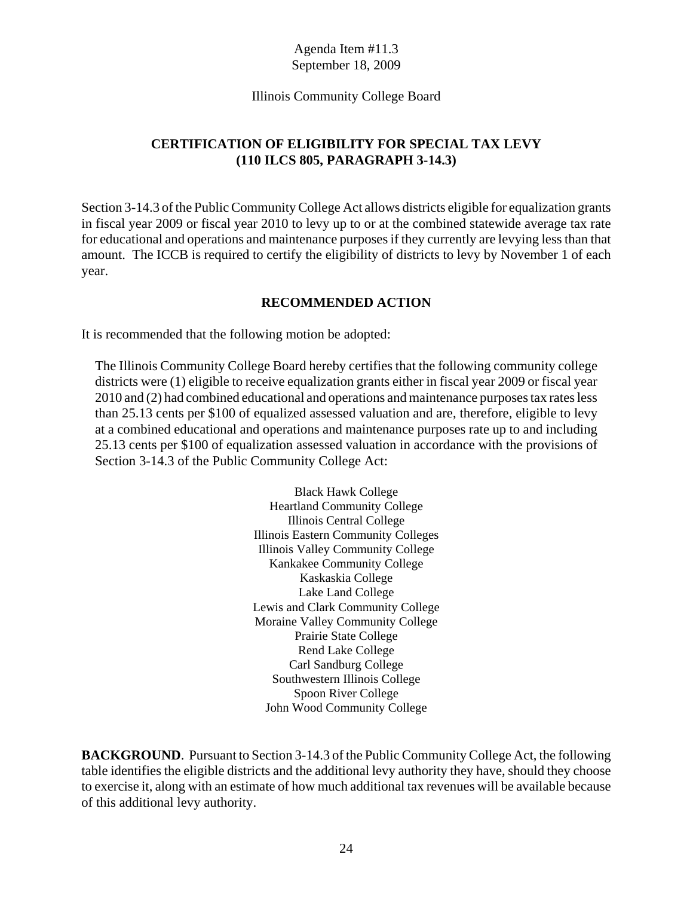Agenda Item #11.3
September 18, 2009

Illinois Community College Board

## CERTIFICATION OF ELIGIBILITY FOR SPECIAL TAX LEVY (110 ILCS 805, PARAGRAPH 3-14.3)

Section 3-14.3 of the Public Community College Act allows districts eligible for equalization grants in fiscal year 2009 or fiscal year 2010 to levy up to or at the combined statewide average tax rate for educational and operations and maintenance purposes if they currently are levying less than that amount. The ICCB is required to certify the eligibility of districts to levy by November 1 of each year.

### RECOMMENDED ACTION

It is recommended that the following motion be adopted:

> The Illinois Community College Board hereby certifies that the following community college districts were (1) eligible to receive equalization grants either in fiscal year 2009 or fiscal year 2010 and (2) had combined educational and operations and maintenance purposes tax rates less than 25.13 cents per $100 of equalized assessed valuation and are, therefore, eligible to levy at a combined educational and operations and maintenance purposes rate up to and including 25.13 cents per $100 of equalization assessed valuation in accordance with the provisions of Section 3-14.3 of the Public Community College Act:
>
> Black Hawk College
> Heartland Community College
> Illinois Central College
> Illinois Eastern Community Colleges
> Illinois Valley Community College
> Kankakee Community College
> Kaskaskia College
> Lake Land College
> Lewis and Clark Community College
> Moraine Valley Community College
> Prairie State College
> Rend Lake College
> Carl Sandburg College
> Southwestern Illinois College
> Spoon River College
> John Wood Community College

**BACKGROUND**. Pursuant to Section 3-14.3 of the Public Community College Act, the following table identifies the eligible districts and the additional levy authority they have, should they choose to exercise it, along with an estimate of how much additional tax revenues will be available because of this additional levy authority.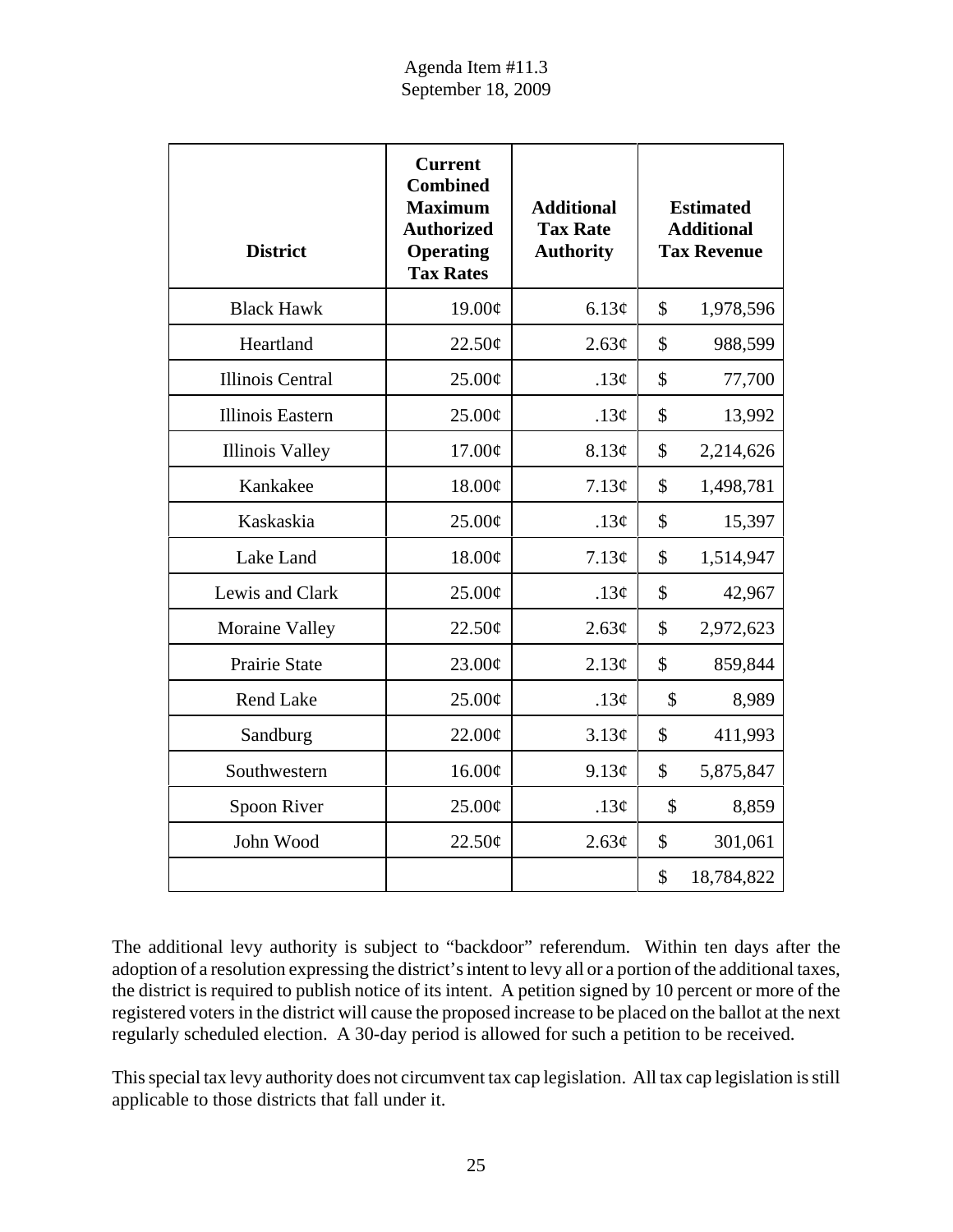Agenda Item #11.3
September 18, 2009

| District | Current Combined Maximum Authorized Operating Tax Rates | Additional Tax Rate Authority | Estimated Additional Tax Revenue |
|---|---|---|---|
| Black Hawk | 19.00¢ | 6.13¢ | $ 1,978,596 |
| Heartland | 22.50¢ | 2.63¢ | $ 988,599 |
| Illinois Central | 25.00¢ | .13¢ | $ 77,700 |
| Illinois Eastern | 25.00¢ | .13¢ | $ 13,992 |
| Illinois Valley | 17.00¢ | 8.13¢ | $ 2,214,626 |
| Kankakee | 18.00¢ | 7.13¢ | $ 1,498,781 |
| Kaskaskia | 25.00¢ | .13¢ | $ 15,397 |
| Lake Land | 18.00¢ | 7.13¢ | $ 1,514,947 |
| Lewis and Clark | 25.00¢ | .13¢ | $ 42,967 |
| Moraine Valley | 22.50¢ | 2.63¢ | $ 2,972,623 |
| Prairie State | 23.00¢ | 2.13¢ | $ 859,844 |
| Rend Lake | 25.00¢ | .13¢ | $ 8,989 |
| Sandburg | 22.00¢ | 3.13¢ | $ 411,993 |
| Southwestern | 16.00¢ | 9.13¢ | $ 5,875,847 |
| Spoon River | 25.00¢ | .13¢ | $ 8,859 |
| John Wood | 22.50¢ | 2.63¢ | $ 301,061 |
| | | | $ 18,784,822 |

The additional levy authority is subject to "backdoor" referendum. Within ten days after the adoption of a resolution expressing the district's intent to levy all or a portion of the additional taxes, the district is required to publish notice of its intent. A petition signed by 10 percent or more of the registered voters in the district will cause the proposed increase to be placed on the ballot at the next regularly scheduled election. A 30-day period is allowed for such a petition to be received.

This special tax levy authority does not circumvent tax cap legislation. All tax cap legislation is still applicable to those districts that fall under it.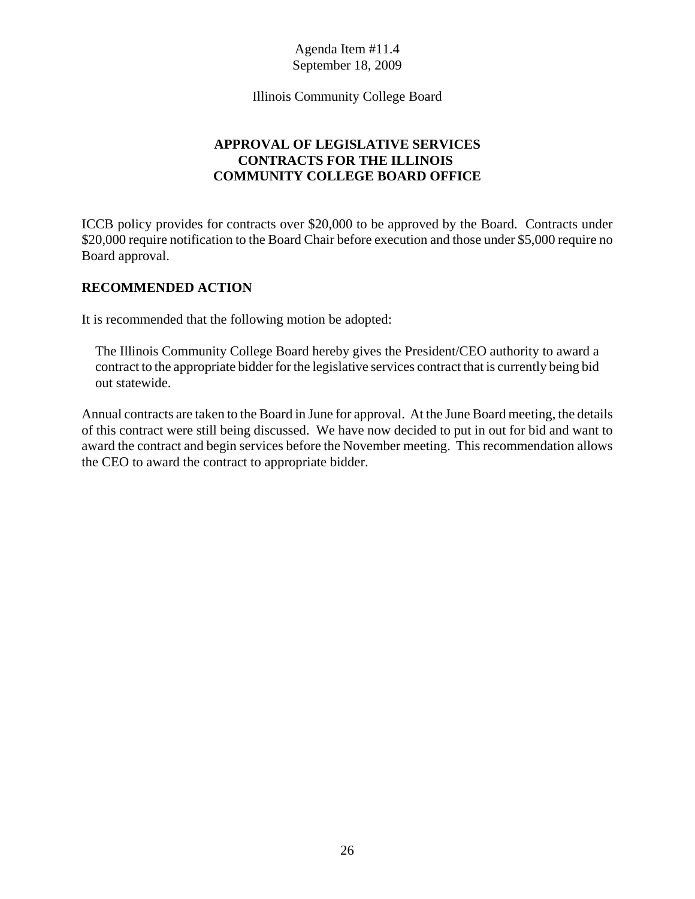Agenda Item #11.4
September 18, 2009

Illinois Community College Board

# APPROVAL OF LEGISLATIVE SERVICES CONTRACTS FOR THE ILLINOIS COMMUNITY COLLEGE BOARD OFFICE

ICCB policy provides for contracts over $20,000 to be approved by the Board. Contracts under $20,000 require notification to the Board Chair before execution and those under $5,000 require no Board approval.

## RECOMMENDED ACTION

It is recommended that the following motion be adopted:

> The Illinois Community College Board hereby gives the President/CEO authority to award a contract to the appropriate bidder for the legislative services contract that is currently being bid out statewide.

Annual contracts are taken to the Board in June for approval. At the June Board meeting, the details of this contract were still being discussed. We have now decided to put in out for bid and want to award the contract and begin services before the November meeting. This recommendation allows the CEO to award the contract to appropriate bidder.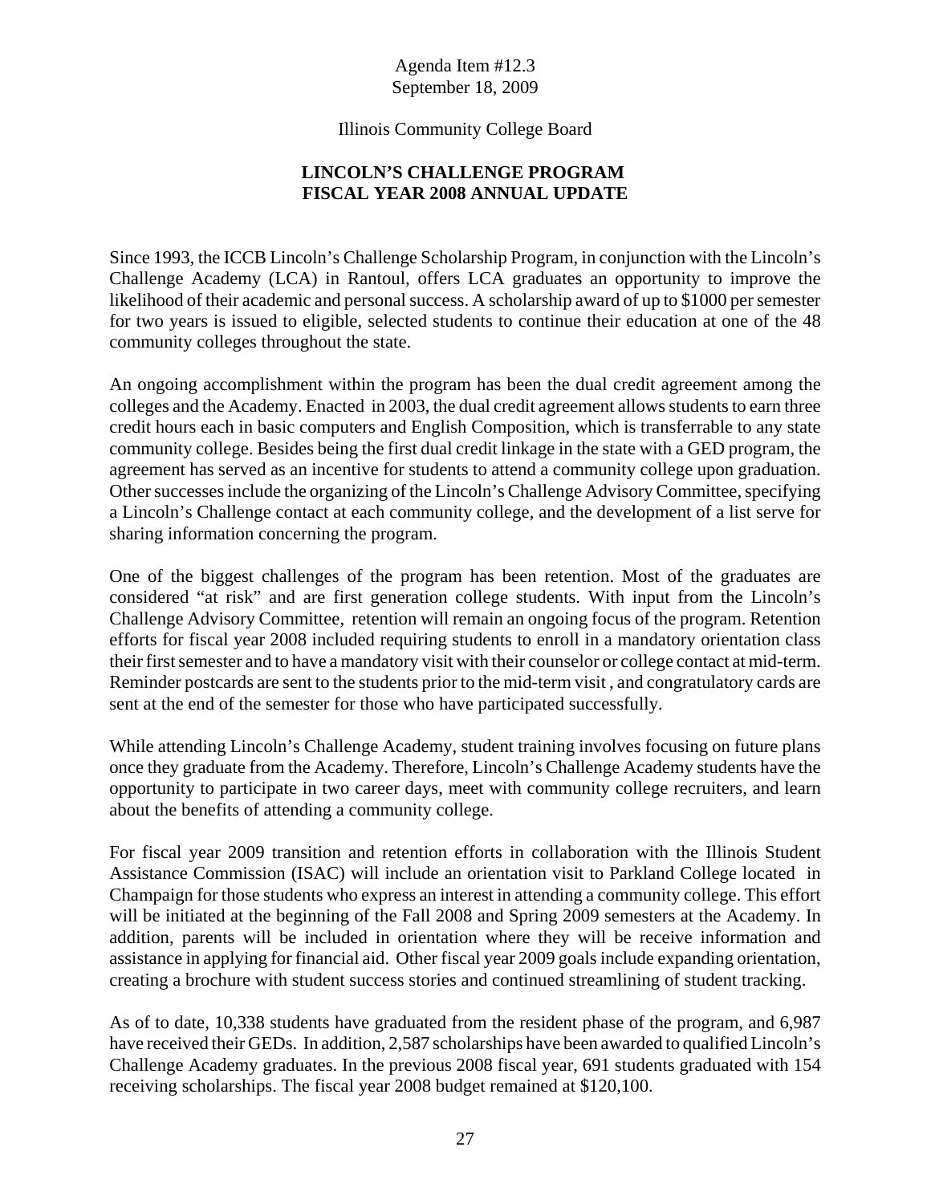Agenda Item #12.3
September 18, 2009

Illinois Community College Board

**LINCOLN'S CHALLENGE PROGRAM**
**FISCAL YEAR 2008 ANNUAL UPDATE**

Since 1993, the ICCB Lincoln's Challenge Scholarship Program, in conjunction with the Lincoln's Challenge Academy (LCA) in Rantoul, offers LCA graduates an opportunity to improve the likelihood of their academic and personal success. A scholarship award of up to $1000 per semester for two years is issued to eligible, selected students to continue their education at one of the 48 community colleges throughout the state.

An ongoing accomplishment within the program has been the dual credit agreement among the colleges and the Academy. Enacted in 2003, the dual credit agreement allows students to earn three credit hours each in basic computers and English Composition, which is transferrable to any state community college. Besides being the first dual credit linkage in the state with a GED program, the agreement has served as an incentive for students to attend a community college upon graduation. Other successes include the organizing of the Lincoln's Challenge Advisory Committee, specifying a Lincoln's Challenge contact at each community college, and the development of a list serve for sharing information concerning the program.

One of the biggest challenges of the program has been retention. Most of the graduates are considered "at risk" and are first generation college students. With input from the Lincoln's Challenge Advisory Committee, retention will remain an ongoing focus of the program. Retention efforts for fiscal year 2008 included requiring students to enroll in a mandatory orientation class their first semester and to have a mandatory visit with their counselor or college contact at mid-term. Reminder postcards are sent to the students prior to the mid-term visit , and congratulatory cards are sent at the end of the semester for those who have participated successfully.

While attending Lincoln's Challenge Academy, student training involves focusing on future plans once they graduate from the Academy. Therefore, Lincoln's Challenge Academy students have the opportunity to participate in two career days, meet with community college recruiters, and learn about the benefits of attending a community college.

For fiscal year 2009 transition and retention efforts in collaboration with the Illinois Student Assistance Commission (ISAC) will include an orientation visit to Parkland College located in Champaign for those students who express an interest in attending a community college. This effort will be initiated at the beginning of the Fall 2008 and Spring 2009 semesters at the Academy. In addition, parents will be included in orientation where they will be receive information and assistance in applying for financial aid. Other fiscal year 2009 goals include expanding orientation, creating a brochure with student success stories and continued streamlining of student tracking.

As of to date, 10,338 students have graduated from the resident phase of the program, and 6,987 have received their GEDs. In addition, 2,587 scholarships have been awarded to qualified Lincoln's Challenge Academy graduates. In the previous 2008 fiscal year, 691 students graduated with 154 receiving scholarships. The fiscal year 2008 budget remained at $120,100.